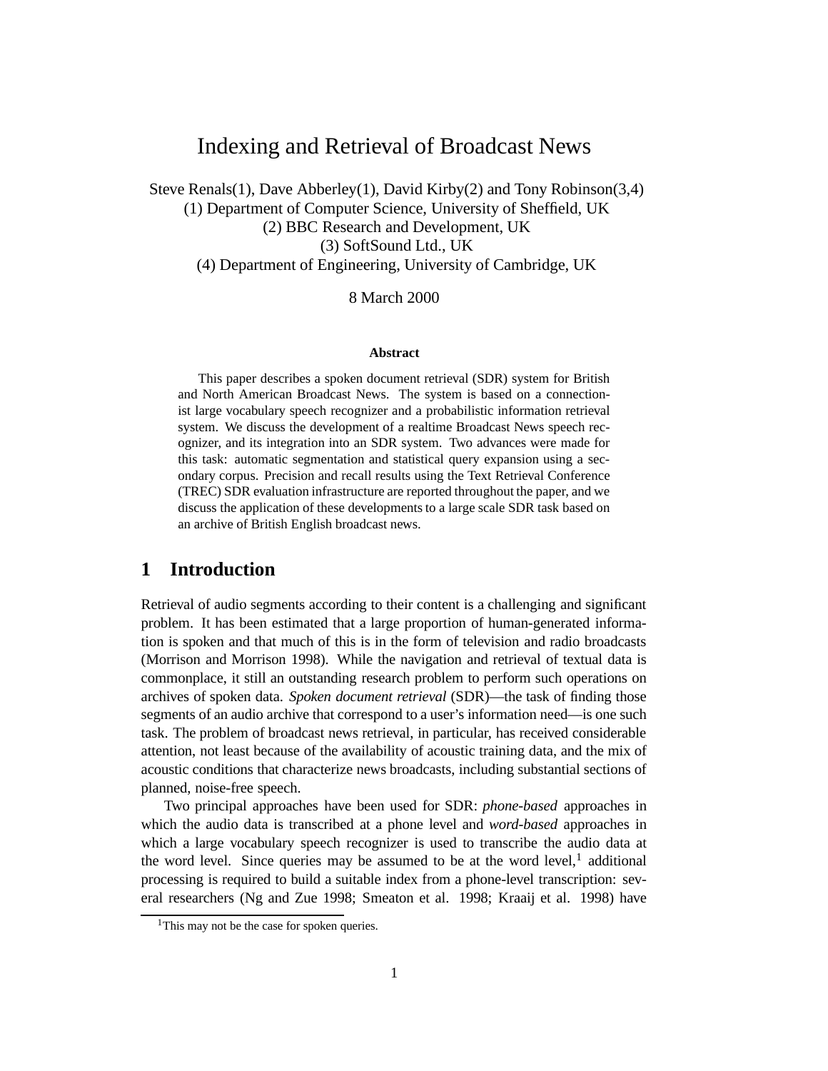# Indexing and Retrieval of Broadcast News

Steve Renals(1), Dave Abberley(1), David Kirby(2) and Tony Robinson(3,4)
(1) Department of Computer Science, University of Sheffield, UK
(2) BBC Research and Development, UK
(3) SoftSound Ltd., UK
(4) Department of Engineering, University of Cambridge, UK

8 March 2000

**Abstract**

This paper describes a spoken document retrieval (SDR) system for British and North American Broadcast News. The system is based on a connectionist large vocabulary speech recognizer and a probabilistic information retrieval system. We discuss the development of a realtime Broadcast News speech recognizer, and its integration into an SDR system. Two advances were made for this task: automatic segmentation and statistical query expansion using a secondary corpus. Precision and recall results using the Text Retrieval Conference (TREC) SDR evaluation infrastructure are reported throughout the paper, and we discuss the application of these developments to a large scale SDR task based on an archive of British English broadcast news.

## 1 Introduction

Retrieval of audio segments according to their content is a challenging and significant problem. It has been estimated that a large proportion of human-generated information is spoken and that much of this is in the form of television and radio broadcasts (Morrison and Morrison 1998). While the navigation and retrieval of textual data is commonplace, it still an outstanding research problem to perform such operations on archives of spoken data. *Spoken document retrieval* (SDR)—the task of finding those segments of an audio archive that correspond to a user's information need—is one such task. The problem of broadcast news retrieval, in particular, has received considerable attention, not least because of the availability of acoustic training data, and the mix of acoustic conditions that characterize news broadcasts, including substantial sections of planned, noise-free speech.

Two principal approaches have been used for SDR: *phone-based* approaches in which the audio data is transcribed at a phone level and *word-based* approaches in which a large vocabulary speech recognizer is used to transcribe the audio data at the word level. Since queries may be assumed to be at the word level,[1] additional processing is required to build a suitable index from a phone-level transcription: several researchers (Ng and Zue 1998; Smeaton et al. 1998; Kraaij et al. 1998) have

[1] This may not be the case for spoken queries.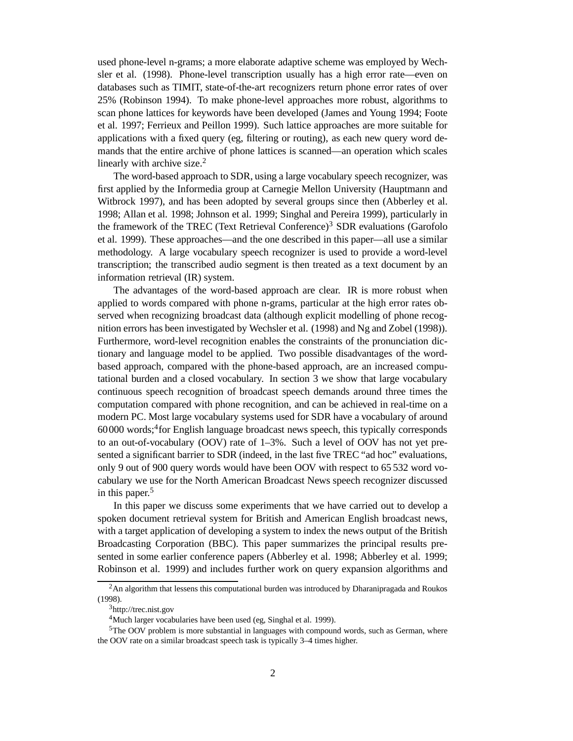used phone-level n-grams; a more elaborate adaptive scheme was employed by Wechsler et al. (1998). Phone-level transcription usually has a high error rate—even on databases such as TIMIT, state-of-the-art recognizers return phone error rates of over 25% (Robinson 1994). To make phone-level approaches more robust, algorithms to scan phone lattices for keywords have been developed (James and Young 1994; Foote et al. 1997; Ferrieux and Peillon 1999). Such lattice approaches are more suitable for applications with a fixed query (eg, filtering or routing), as each new query word demands that the entire archive of phone lattices is scanned—an operation which scales linearly with archive size.[2]

The word-based approach to SDR, using a large vocabulary speech recognizer, was first applied by the Informedia group at Carnegie Mellon University (Hauptmann and Witbrock 1997), and has been adopted by several groups since then (Abberley et al. 1998; Allan et al. 1998; Johnson et al. 1999; Singhal and Pereira 1999), particularly in the framework of the TREC (Text Retrieval Conference)[3] SDR evaluations (Garofolo et al. 1999). These approaches—and the one described in this paper—all use a similar methodology. A large vocabulary speech recognizer is used to provide a word-level transcription; the transcribed audio segment is then treated as a text document by an information retrieval (IR) system.

The advantages of the word-based approach are clear. IR is more robust when applied to words compared with phone n-grams, particular at the high error rates observed when recognizing broadcast data (although explicit modelling of phone recognition errors has been investigated by Wechsler et al. (1998) and Ng and Zobel (1998)). Furthermore, word-level recognition enables the constraints of the pronunciation dictionary and language model to be applied. Two possible disadvantages of the word-based approach, compared with the phone-based approach, are an increased computational burden and a closed vocabulary. In section 3 we show that large vocabulary continuous speech recognition of broadcast speech demands around three times the computation compared with phone recognition, and can be achieved in real-time on a modern PC. Most large vocabulary systems used for SDR have a vocabulary of around 60 000 words;[4]for English language broadcast news speech, this typically corresponds to an out-of-vocabulary (OOV) rate of 1–3%. Such a level of OOV has not yet presented a significant barrier to SDR (indeed, in the last five TREC "ad hoc" evaluations, only 9 out of 900 query words would have been OOV with respect to 65 532 word vocabulary we use for the North American Broadcast News speech recognizer discussed in this paper.[5]

In this paper we discuss some experiments that we have carried out to develop a spoken document retrieval system for British and American English broadcast news, with a target application of developing a system to index the news output of the British Broadcasting Corporation (BBC). This paper summarizes the principal results presented in some earlier conference papers (Abberley et al. 1998; Abberley et al. 1999; Robinson et al. 1999) and includes further work on query expansion algorithms and

---

[2] An algorithm that lessens this computational burden was introduced by Dharanipragada and Roukos (1998).

[3] http://trec.nist.gov

[4] Much larger vocabularies have been used (eg, Singhal et al. 1999).

[5] The OOV problem is more substantial in languages with compound words, such as German, where the OOV rate on a similar broadcast speech task is typically 3–4 times higher.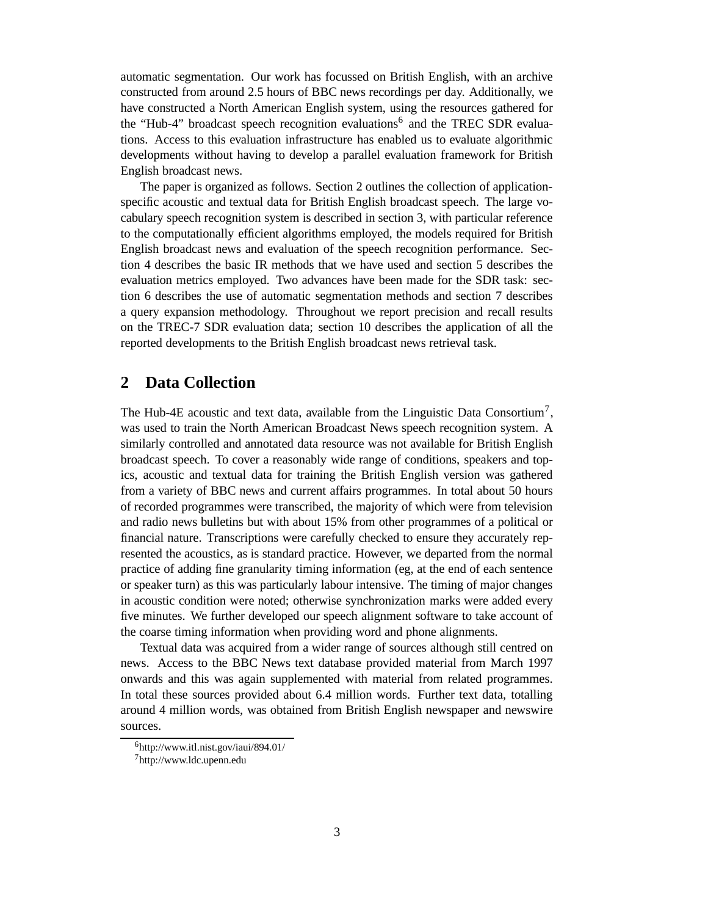automatic segmentation. Our work has focussed on British English, with an archive constructed from around 2.5 hours of BBC news recordings per day. Additionally, we have constructed a North American English system, using the resources gathered for the "Hub-4" broadcast speech recognition evaluations[6] and the TREC SDR evaluations. Access to this evaluation infrastructure has enabled us to evaluate algorithmic developments without having to develop a parallel evaluation framework for British English broadcast news.

The paper is organized as follows. Section 2 outlines the collection of application-specific acoustic and textual data for British English broadcast speech. The large vocabulary speech recognition system is described in section 3, with particular reference to the computationally efficient algorithms employed, the models required for British English broadcast news and evaluation of the speech recognition performance. Section 4 describes the basic IR methods that we have used and section 5 describes the evaluation metrics employed. Two advances have been made for the SDR task: section 6 describes the use of automatic segmentation methods and section 7 describes a query expansion methodology. Throughout we report precision and recall results on the TREC-7 SDR evaluation data; section 10 describes the application of all the reported developments to the British English broadcast news retrieval task.

## 2 Data Collection

The Hub-4E acoustic and text data, available from the Linguistic Data Consortium[7], was used to train the North American Broadcast News speech recognition system. A similarly controlled and annotated data resource was not available for British English broadcast speech. To cover a reasonably wide range of conditions, speakers and topics, acoustic and textual data for training the British English version was gathered from a variety of BBC news and current affairs programmes. In total about 50 hours of recorded programmes were transcribed, the majority of which were from television and radio news bulletins but with about 15% from other programmes of a political or financial nature. Transcriptions were carefully checked to ensure they accurately represented the acoustics, as is standard practice. However, we departed from the normal practice of adding fine granularity timing information (eg, at the end of each sentence or speaker turn) as this was particularly labour intensive. The timing of major changes in acoustic condition were noted; otherwise synchronization marks were added every five minutes. We further developed our speech alignment software to take account of the coarse timing information when providing word and phone alignments.

Textual data was acquired from a wider range of sources although still centred on news. Access to the BBC News text database provided material from March 1997 onwards and this was again supplemented with material from related programmes. In total these sources provided about 6.4 million words. Further text data, totalling around 4 million words, was obtained from British English newspaper and newswire sources.

[6] http://www.itl.nist.gov/iaui/894.01/

[7] http://www.ldc.upenn.edu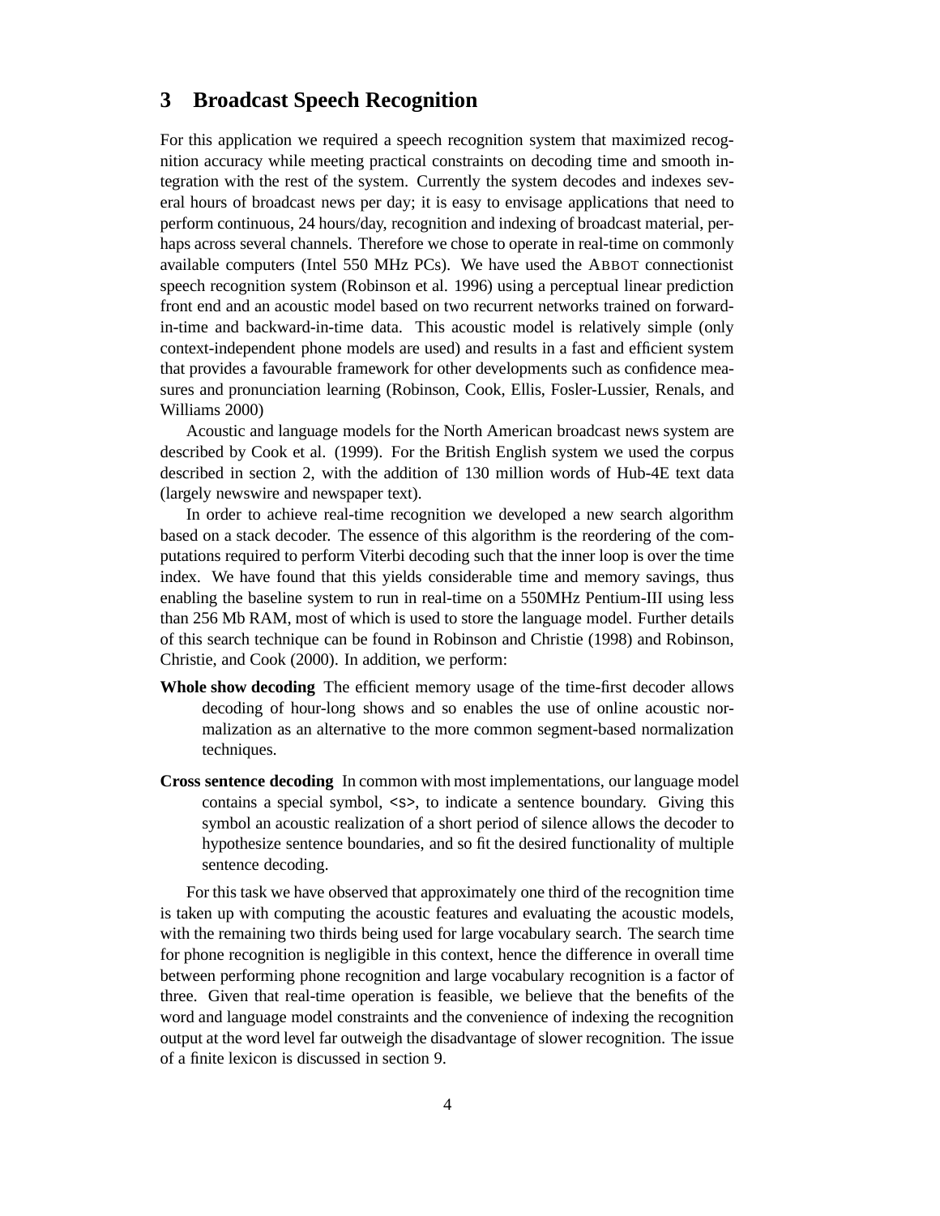## 3 Broadcast Speech Recognition

For this application we required a speech recognition system that maximized recognition accuracy while meeting practical constraints on decoding time and smooth integration with the rest of the system. Currently the system decodes and indexes several hours of broadcast news per day; it is easy to envisage applications that need to perform continuous, 24 hours/day, recognition and indexing of broadcast material, perhaps across several channels. Therefore we chose to operate in real-time on commonly available computers (Intel 550 MHz PCs). We have used the ABBOT connectionist speech recognition system (Robinson et al. 1996) using a perceptual linear prediction front end and an acoustic model based on two recurrent networks trained on forward-in-time and backward-in-time data. This acoustic model is relatively simple (only context-independent phone models are used) and results in a fast and efficient system that provides a favourable framework for other developments such as confidence measures and pronunciation learning (Robinson, Cook, Ellis, Fosler-Lussier, Renals, and Williams 2000)

Acoustic and language models for the North American broadcast news system are described by Cook et al. (1999). For the British English system we used the corpus described in section 2, with the addition of 130 million words of Hub-4E text data (largely newswire and newspaper text).

In order to achieve real-time recognition we developed a new search algorithm based on a stack decoder. The essence of this algorithm is the reordering of the computations required to perform Viterbi decoding such that the inner loop is over the time index. We have found that this yields considerable time and memory savings, thus enabling the baseline system to run in real-time on a 550MHz Pentium-III using less than 256 Mb RAM, most of which is used to store the language model. Further details of this search technique can be found in Robinson and Christie (1998) and Robinson, Christie, and Cook (2000). In addition, we perform:

**Whole show decoding** The efficient memory usage of the time-first decoder allows decoding of hour-long shows and so enables the use of online acoustic normalization as an alternative to the more common segment-based normalization techniques.

**Cross sentence decoding** In common with most implementations, our language model contains a special symbol, `<s>`, to indicate a sentence boundary. Giving this symbol an acoustic realization of a short period of silence allows the decoder to hypothesize sentence boundaries, and so fit the desired functionality of multiple sentence decoding.

For this task we have observed that approximately one third of the recognition time is taken up with computing the acoustic features and evaluating the acoustic models, with the remaining two thirds being used for large vocabulary search. The search time for phone recognition is negligible in this context, hence the difference in overall time between performing phone recognition and large vocabulary recognition is a factor of three. Given that real-time operation is feasible, we believe that the benefits of the word and language model constraints and the convenience of indexing the recognition output at the word level far outweigh the disadvantage of slower recognition. The issue of a finite lexicon is discussed in section 9.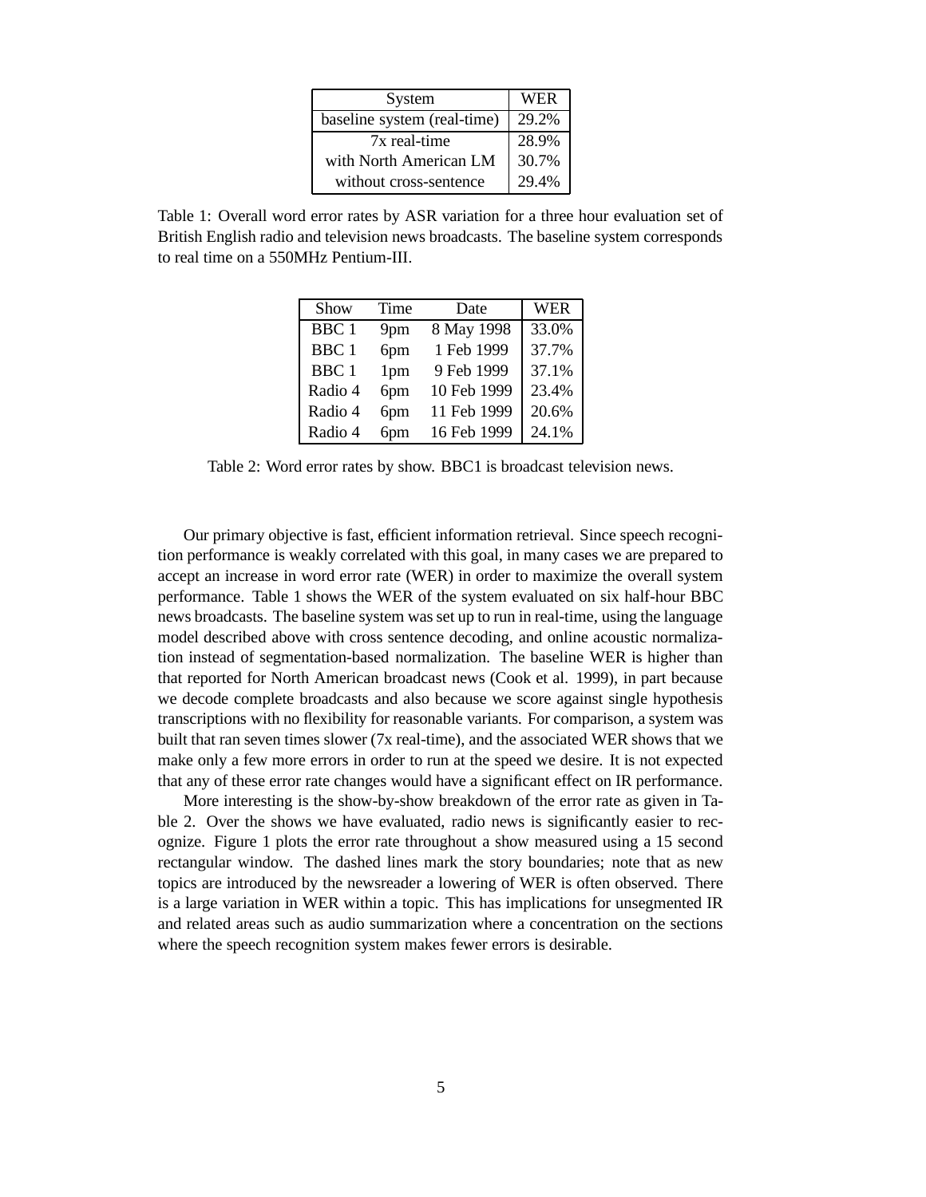| System | WER |
|---|---|
| baseline system (real-time) | 29.2% |
| 7x real-time | 28.9% |
| with North American LM | 30.7% |
| without cross-sentence | 29.4% |

Table 1: Overall word error rates by ASR variation for a three hour evaluation set of British English radio and television news broadcasts. The baseline system corresponds to real time on a 550MHz Pentium-III.

| Show | Time | Date | WER |
|---|---|---|---|
| BBC 1 | 9pm | 8 May 1998 | 33.0% |
| BBC 1 | 6pm | 1 Feb 1999 | 37.7% |
| BBC 1 | 1pm | 9 Feb 1999 | 37.1% |
| Radio 4 | 6pm | 10 Feb 1999 | 23.4% |
| Radio 4 | 6pm | 11 Feb 1999 | 20.6% |
| Radio 4 | 6pm | 16 Feb 1999 | 24.1% |

Table 2: Word error rates by show. BBC1 is broadcast television news.

Our primary objective is fast, efficient information retrieval. Since speech recognition performance is weakly correlated with this goal, in many cases we are prepared to accept an increase in word error rate (WER) in order to maximize the overall system performance. Table 1 shows the WER of the system evaluated on six half-hour BBC news broadcasts. The baseline system was set up to run in real-time, using the language model described above with cross sentence decoding, and online acoustic normalization instead of segmentation-based normalization. The baseline WER is higher than that reported for North American broadcast news (Cook et al. 1999), in part because we decode complete broadcasts and also because we score against single hypothesis transcriptions with no flexibility for reasonable variants. For comparison, a system was built that ran seven times slower (7x real-time), and the associated WER shows that we make only a few more errors in order to run at the speed we desire. It is not expected that any of these error rate changes would have a significant effect on IR performance.

More interesting is the show-by-show breakdown of the error rate as given in Table 2. Over the shows we have evaluated, radio news is significantly easier to recognize. Figure 1 plots the error rate throughout a show measured using a 15 second rectangular window. The dashed lines mark the story boundaries; note that as new topics are introduced by the newsreader a lowering of WER is often observed. There is a large variation in WER within a topic. This has implications for unsegmented IR and related areas such as audio summarization where a concentration on the sections where the speech recognition system makes fewer errors is desirable.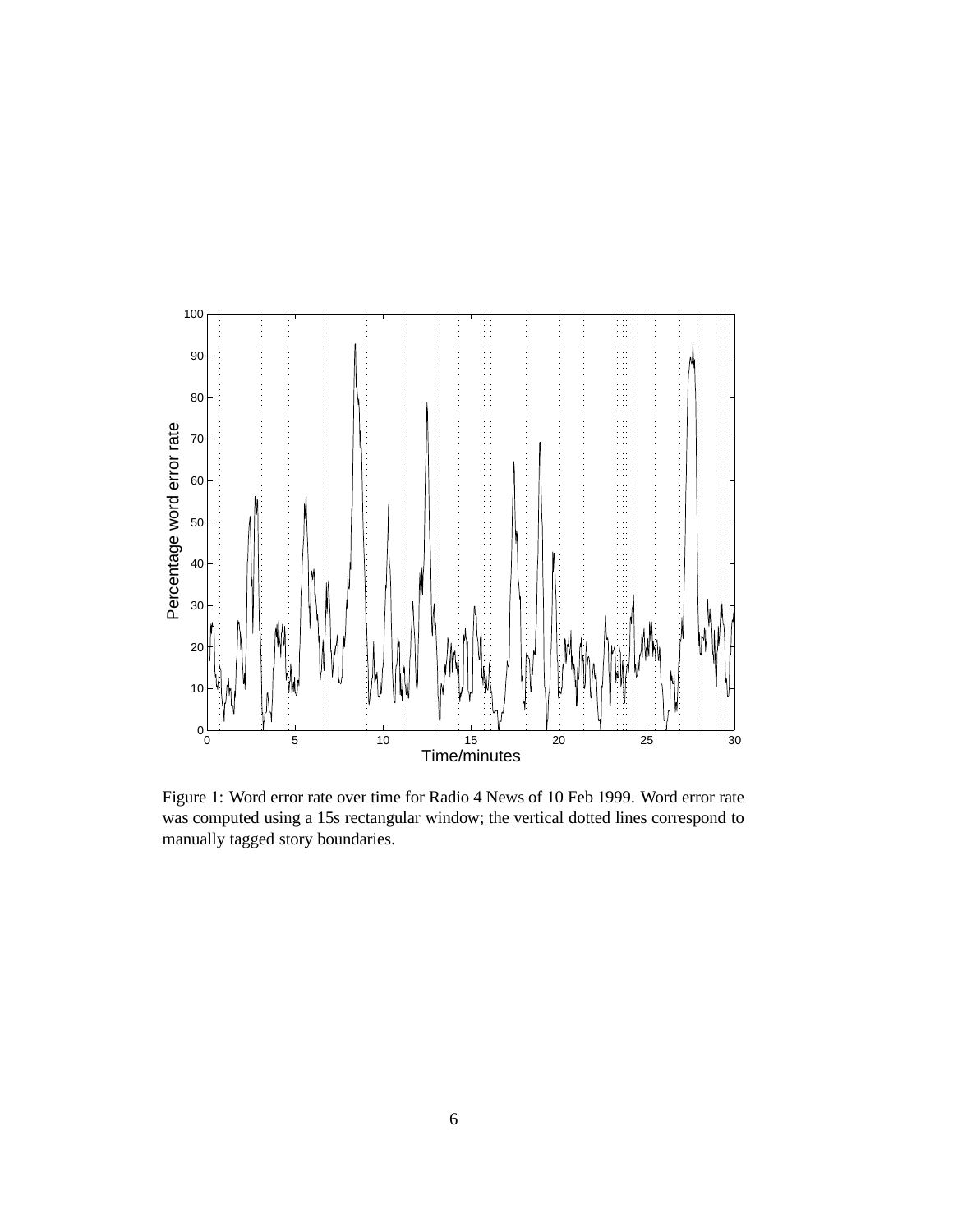Figure 1: Word error rate over time for Radio 4 News of 10 Feb 1999. Word error rate was computed using a 15s rectangular window; the vertical dotted lines correspond to manually tagged story boundaries.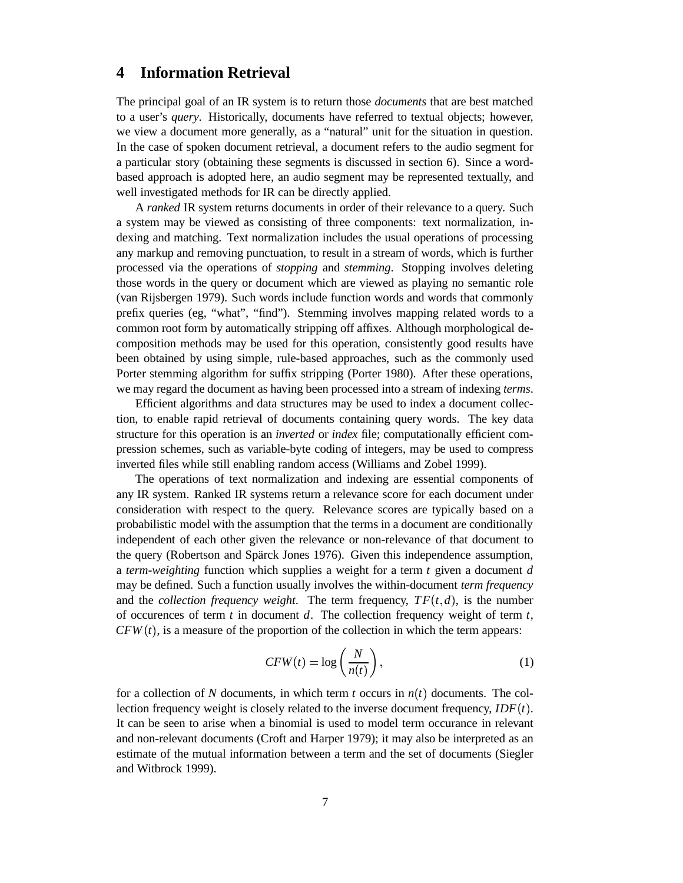# 4 Information Retrieval

The principal goal of an IR system is to return those *documents* that are best matched to a user's *query*. Historically, documents have referred to textual objects; however, we view a document more generally, as a "natural" unit for the situation in question. In the case of spoken document retrieval, a document refers to the audio segment for a particular story (obtaining these segments is discussed in section 6). Since a word-based approach is adopted here, an audio segment may be represented textually, and well investigated methods for IR can be directly applied.

A *ranked* IR system returns documents in order of their relevance to a query. Such a system may be viewed as consisting of three components: text normalization, indexing and matching. Text normalization includes the usual operations of processing any markup and removing punctuation, to result in a stream of words, which is further processed via the operations of *stopping* and *stemming*. Stopping involves deleting those words in the query or document which are viewed as playing no semantic role (van Rijsbergen 1979). Such words include function words and words that commonly prefix queries (eg, "what", "find"). Stemming involves mapping related words to a common root form by automatically stripping off affixes. Although morphological decomposition methods may be used for this operation, consistently good results have been obtained by using simple, rule-based approaches, such as the commonly used Porter stemming algorithm for suffix stripping (Porter 1980). After these operations, we may regard the document as having been processed into a stream of indexing *terms*.

Efficient algorithms and data structures may be used to index a document collection, to enable rapid retrieval of documents containing query words. The key data structure for this operation is an *inverted* or *index* file; computationally efficient compression schemes, such as variable-byte coding of integers, may be used to compress inverted files while still enabling random access (Williams and Zobel 1999).

The operations of text normalization and indexing are essential components of any IR system. Ranked IR systems return a relevance score for each document under consideration with respect to the query. Relevance scores are typically based on a probabilistic model with the assumption that the terms in a document are conditionally independent of each other given the relevance or non-relevance of that document to the query (Robertson and Spärck Jones 1976). Given this independence assumption, a *term-weighting* function which supplies a weight for a term $t$ given a document $d$ may be defined. Such a function usually involves the within-document *term frequency* and the *collection frequency weight*. The term frequency, $TF(t,d)$, is the number of occurences of term $t$ in document $d$. The collection frequency weight of term $t$, $CFW(t)$, is a measure of the proportion of the collection in which the term appears:

$$CFW(t) = \log\left(\frac{N}{n(t)}\right), \tag{1}$$

for a collection of $N$ documents, in which term $t$ occurs in $n(t)$ documents. The collection frequency weight is closely related to the inverse document frequency, $IDF(t)$. It can be seen to arise when a binomial is used to model term occurance in relevant and non-relevant documents (Croft and Harper 1979); it may also be interpreted as an estimate of the mutual information between a term and the set of documents (Siegler and Witbrock 1999).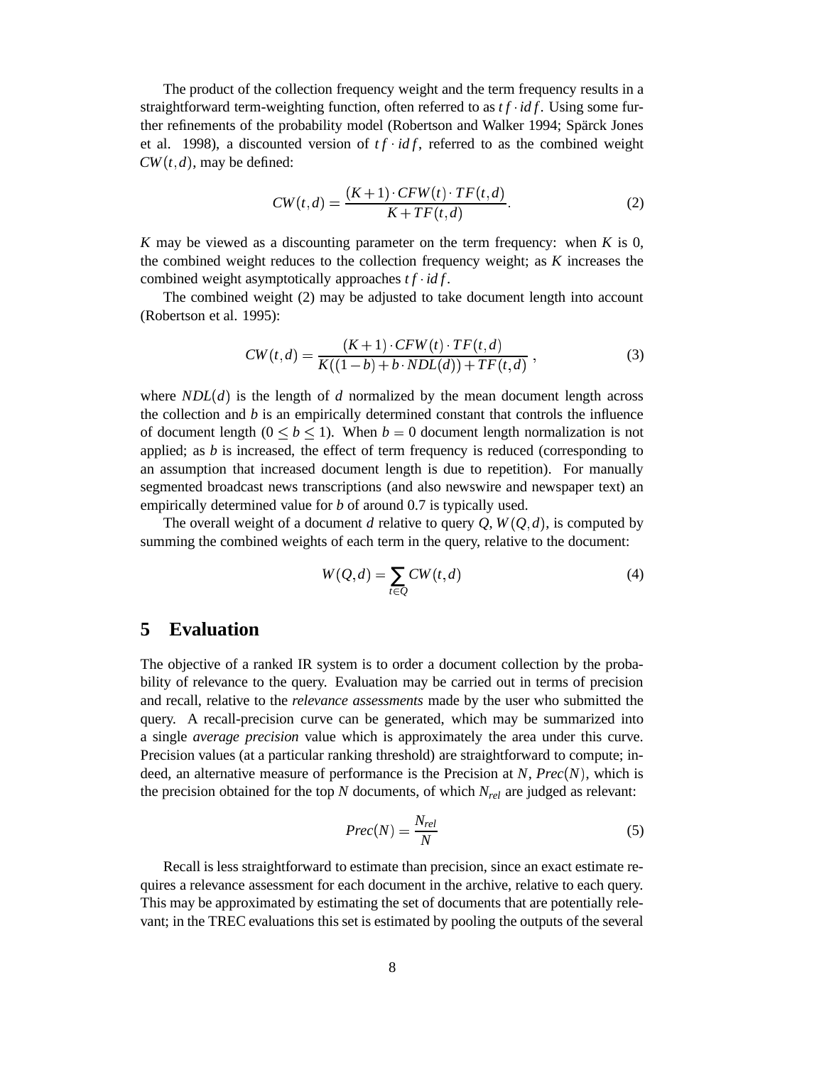The product of the collection frequency weight and the term frequency results in a straightforward term-weighting function, often referred to as $tf \cdot idf$. Using some further refinements of the probability model (Robertson and Walker 1994; Spärck Jones et al. 1998), a discounted version of $tf \cdot idf$, referred to as the combined weight $CW(t,d)$, may be defined:

$$CW(t,d) = \frac{(K+1) \cdot CFW(t) \cdot TF(t,d)}{K + TF(t,d)}. \tag{2}$$

$K$ may be viewed as a discounting parameter on the term frequency: when $K$ is 0, the combined weight reduces to the collection frequency weight; as $K$ increases the combined weight asymptotically approaches $tf \cdot idf$.

The combined weight (2) may be adjusted to take document length into account (Robertson et al. 1995):

$$CW(t,d) = \frac{(K+1) \cdot CFW(t) \cdot TF(t,d)}{K((1-b) + b \cdot NDL(d)) + TF(t,d)}, \tag{3}$$

where $NDL(d)$ is the length of $d$ normalized by the mean document length across the collection and $b$ is an empirically determined constant that controls the influence of document length ($0 \leq b \leq 1$). When $b = 0$ document length normalization is not applied; as $b$ is increased, the effect of term frequency is reduced (corresponding to an assumption that increased document length is due to repetition). For manually segmented broadcast news transcriptions (and also newswire and newspaper text) an empirically determined value for $b$ of around 0.7 is typically used.

The overall weight of a document $d$ relative to query $Q$, $W(Q,d)$, is computed by summing the combined weights of each term in the query, relative to the document:

$$W(Q,d) = \sum_{t \in Q} CW(t,d) \tag{4}$$

## 5 Evaluation

The objective of a ranked IR system is to order a document collection by the probability of relevance to the query. Evaluation may be carried out in terms of precision and recall, relative to the *relevance assessments* made by the user who submitted the query. A recall-precision curve can be generated, which may be summarized into a single *average precision* value which is approximately the area under this curve. Precision values (at a particular ranking threshold) are straightforward to compute; indeed, an alternative measure of performance is the Precision at $N$, $Prec(N)$, which is the precision obtained for the top $N$ documents, of which $N_{rel}$ are judged as relevant:

$$Prec(N) = \frac{N_{rel}}{N} \tag{5}$$

Recall is less straightforward to estimate than precision, since an exact estimate requires a relevance assessment for each document in the archive, relative to each query. This may be approximated by estimating the set of documents that are potentially relevant; in the TREC evaluations this set is estimated by pooling the outputs of the several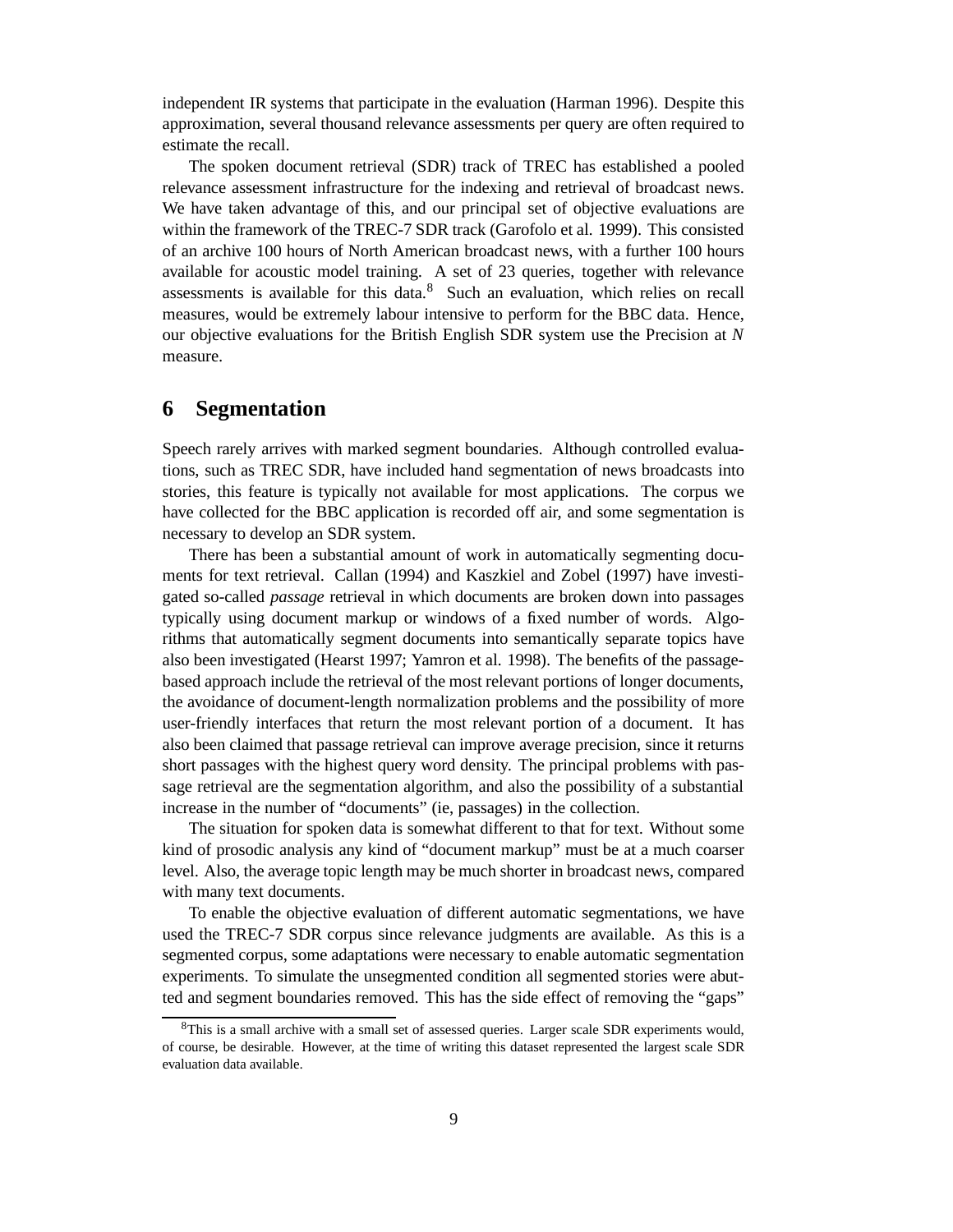independent IR systems that participate in the evaluation (Harman 1996). Despite this approximation, several thousand relevance assessments per query are often required to estimate the recall.

The spoken document retrieval (SDR) track of TREC has established a pooled relevance assessment infrastructure for the indexing and retrieval of broadcast news. We have taken advantage of this, and our principal set of objective evaluations are within the framework of the TREC-7 SDR track (Garofolo et al. 1999). This consisted of an archive 100 hours of North American broadcast news, with a further 100 hours available for acoustic model training. A set of 23 queries, together with relevance assessments is available for this data.[8] Such an evaluation, which relies on recall measures, would be extremely labour intensive to perform for the BBC data. Hence, our objective evaluations for the British English SDR system use the Precision at *N* measure.

# 6 Segmentation

Speech rarely arrives with marked segment boundaries. Although controlled evaluations, such as TREC SDR, have included hand segmentation of news broadcasts into stories, this feature is typically not available for most applications. The corpus we have collected for the BBC application is recorded off air, and some segmentation is necessary to develop an SDR system.

There has been a substantial amount of work in automatically segmenting documents for text retrieval. Callan (1994) and Kaszkiel and Zobel (1997) have investigated so-called *passage* retrieval in which documents are broken down into passages typically using document markup or windows of a fixed number of words. Algorithms that automatically segment documents into semantically separate topics have also been investigated (Hearst 1997; Yamron et al. 1998). The benefits of the passage-based approach include the retrieval of the most relevant portions of longer documents, the avoidance of document-length normalization problems and the possibility of more user-friendly interfaces that return the most relevant portion of a document. It has also been claimed that passage retrieval can improve average precision, since it returns short passages with the highest query word density. The principal problems with passage retrieval are the segmentation algorithm, and also the possibility of a substantial increase in the number of "documents" (ie, passages) in the collection.

The situation for spoken data is somewhat different to that for text. Without some kind of prosodic analysis any kind of "document markup" must be at a much coarser level. Also, the average topic length may be much shorter in broadcast news, compared with many text documents.

To enable the objective evaluation of different automatic segmentations, we have used the TREC-7 SDR corpus since relevance judgments are available. As this is a segmented corpus, some adaptations were necessary to enable automatic segmentation experiments. To simulate the unsegmented condition all segmented stories were abutted and segment boundaries removed. This has the side effect of removing the "gaps"

[8] This is a small archive with a small set of assessed queries. Larger scale SDR experiments would, of course, be desirable. However, at the time of writing this dataset represented the largest scale SDR evaluation data available.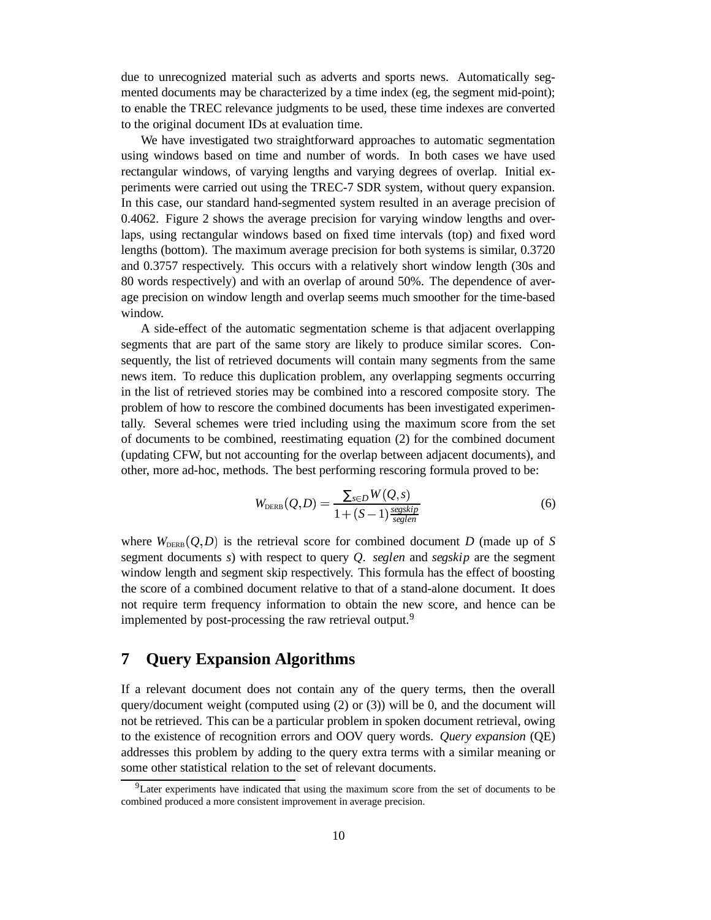due to unrecognized material such as adverts and sports news. Automatically segmented documents may be characterized by a time index (eg, the segment mid-point); to enable the TREC relevance judgments to be used, these time indexes are converted to the original document IDs at evaluation time.

We have investigated two straightforward approaches to automatic segmentation using windows based on time and number of words. In both cases we have used rectangular windows, of varying lengths and varying degrees of overlap. Initial experiments were carried out using the TREC-7 SDR system, without query expansion. In this case, our standard hand-segmented system resulted in an average precision of 0.4062. Figure 2 shows the average precision for varying window lengths and overlaps, using rectangular windows based on fixed time intervals (top) and fixed word lengths (bottom). The maximum average precision for both systems is similar, 0.3720 and 0.3757 respectively. This occurs with a relatively short window length (30s and 80 words respectively) and with an overlap of around 50%. The dependence of average precision on window length and overlap seems much smoother for the time-based window.

A side-effect of the automatic segmentation scheme is that adjacent overlapping segments that are part of the same story are likely to produce similar scores. Consequently, the list of retrieved documents will contain many segments from the same news item. To reduce this duplication problem, any overlapping segments occurring in the list of retrieved stories may be combined into a rescored composite story. The problem of how to rescore the combined documents has been investigated experimentally. Several schemes were tried including using the maximum score from the set of documents to be combined, reestimating equation (2) for the combined document (updating CFW, but not accounting for the overlap between adjacent documents), and other, more ad-hoc, methods. The best performing rescoring formula proved to be:

$$W_{\text{DERB}}(Q,D) = \frac{\sum_{s \in D} W(Q,s)}{1 + (S-1)\frac{segskip}{seglen}} \tag{6}$$

where $W_{\text{DERB}}(Q,D)$ is the retrieval score for combined document $D$ (made up of $S$ segment documents $s$) with respect to query $Q$. $seglen$ and $segskip$ are the segment window length and segment skip respectively. This formula has the effect of boosting the score of a combined document relative to that of a stand-alone document. It does not require term frequency information to obtain the new score, and hence can be implemented by post-processing the raw retrieval output.[9]

# 7 Query Expansion Algorithms

If a relevant document does not contain any of the query terms, then the overall query/document weight (computed using (2) or (3)) will be 0, and the document will not be retrieved. This can be a particular problem in spoken document retrieval, owing to the existence of recognition errors and OOV query words. *Query expansion* (QE) addresses this problem by adding to the query extra terms with a similar meaning or some other statistical relation to the set of relevant documents.

[9] Later experiments have indicated that using the maximum score from the set of documents to be combined produced a more consistent improvement in average precision.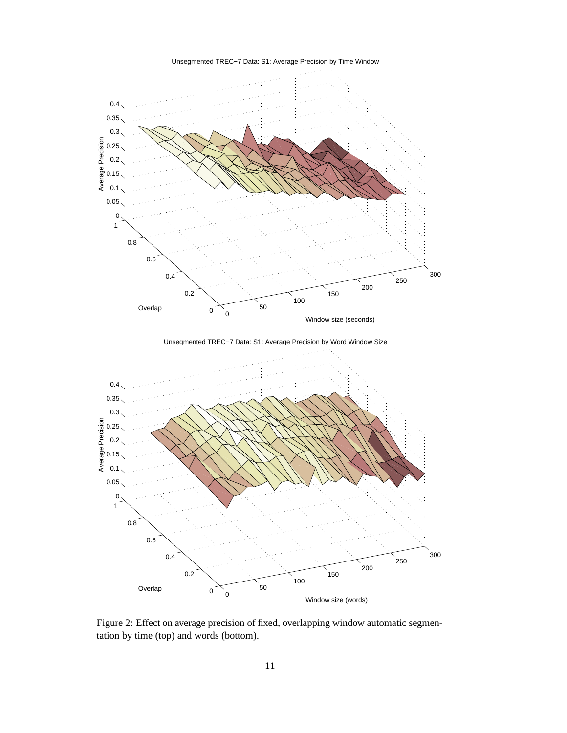Figure 2: Effect on average precision of fixed, overlapping window automatic segmentation by time (top) and words (bottom).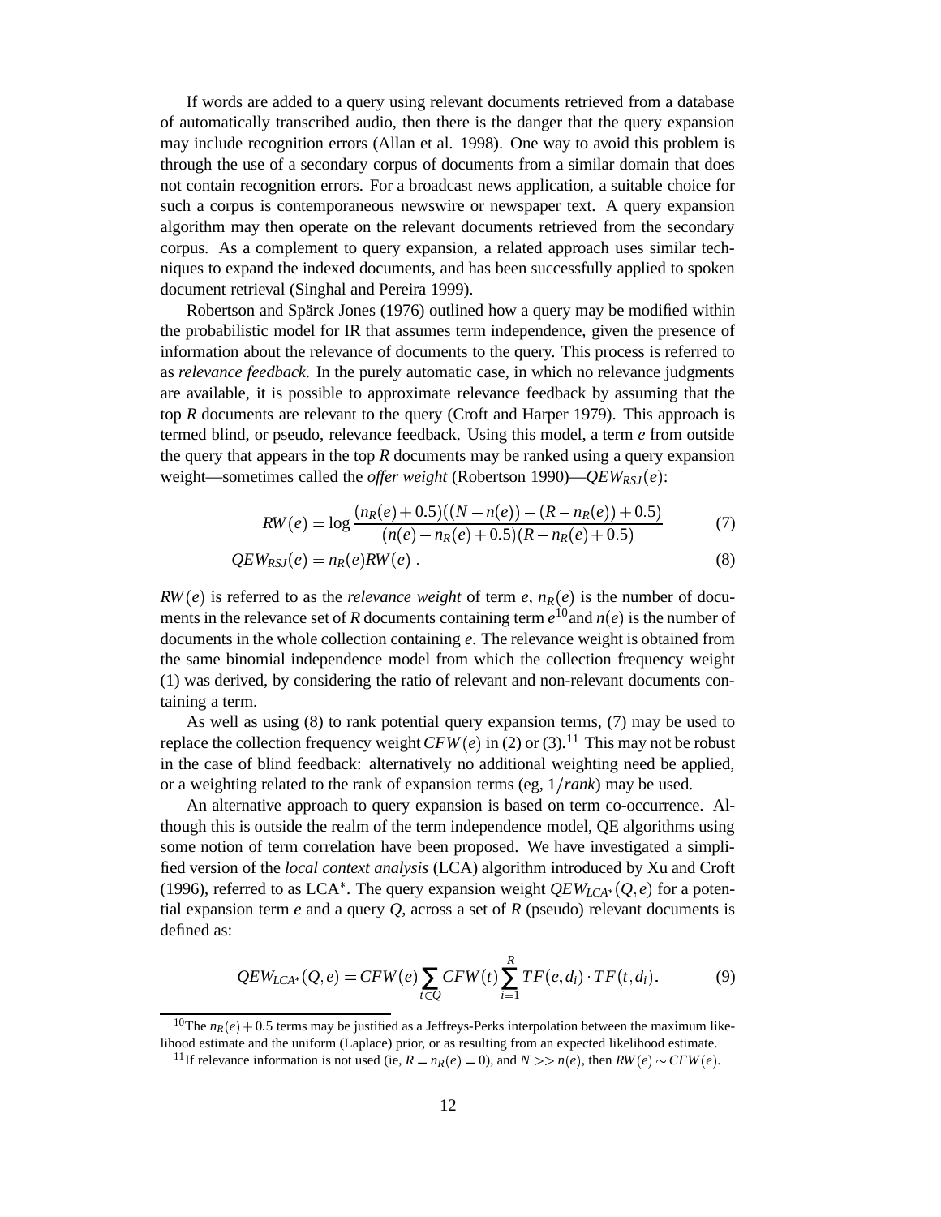If words are added to a query using relevant documents retrieved from a database of automatically transcribed audio, then there is the danger that the query expansion may include recognition errors (Allan et al. 1998). One way to avoid this problem is through the use of a secondary corpus of documents from a similar domain that does not contain recognition errors. For a broadcast news application, a suitable choice for such a corpus is contemporaneous newswire or newspaper text. A query expansion algorithm may then operate on the relevant documents retrieved from the secondary corpus. As a complement to query expansion, a related approach uses similar techniques to expand the indexed documents, and has been successfully applied to spoken document retrieval (Singhal and Pereira 1999).

Robertson and Spärck Jones (1976) outlined how a query may be modified within the probabilistic model for IR that assumes term independence, given the presence of information about the relevance of documents to the query. This process is referred to as *relevance feedback*. In the purely automatic case, in which no relevance judgments are available, it is possible to approximate relevance feedback by assuming that the top $R$ documents are relevant to the query (Croft and Harper 1979). This approach is termed blind, or pseudo, relevance feedback. Using this model, a term $e$ from outside the query that appears in the top $R$ documents may be ranked using a query expansion weight—sometimes called the *offer weight* (Robertson 1990)—$QEW_{RSJ}(e)$:

$$RW(e) = \log \frac{(n_R(e)+0.5)((N-n(e))-(R-n_R(e))+0.5)}{(n(e)-n_R(e)+0.5)(R-n_R(e)+0.5)} \tag{7}$$

$$QEW_{RSJ}(e) = n_R(e) RW(e) \; . \tag{8}$$

$RW(e)$ is referred to as the *relevance weight* of term $e$, $n_R(e)$ is the number of documents in the relevance set of $R$ documents containing term $e$[10] and $n(e)$ is the number of documents in the whole collection containing $e$. The relevance weight is obtained from the same binomial independence model from which the collection frequency weight (1) was derived, by considering the ratio of relevant and non-relevant documents containing a term.

As well as using (8) to rank potential query expansion terms, (7) may be used to replace the collection frequency weight $CFW(e)$ in (2) or (3).[11] This may not be robust in the case of blind feedback: alternatively no additional weighting need be applied, or a weighting related to the rank of expansion terms (eg, $1/rank$) may be used.

An alternative approach to query expansion is based on term co-occurrence. Although this is outside the realm of the term independence model, QE algorithms using some notion of term correlation have been proposed. We have investigated a simplified version of the *local context analysis* (LCA) algorithm introduced by Xu and Croft (1996), referred to as LCA*. The query expansion weight $QEW_{LCA^*}(Q,e)$ for a potential expansion term $e$ and a query $Q$, across a set of $R$ (pseudo) relevant documents is defined as:

$$QEW_{LCA^*}(Q,e) = CFW(e) \sum_{t \in Q} CFW(t) \sum_{i=1}^{R} TF(e,d_i) \cdot TF(t,d_i). \tag{9}$$

---

[10] The $n_R(e)+0.5$ terms may be justified as a Jeffreys-Perks interpolation between the maximum likelihood estimate and the uniform (Laplace) prior, or as resulting from an expected likelihood estimate.

[11] If relevance information is not used (ie, $R = n_R(e) = 0$), and $N >> n(e)$, then $RW(e) \sim CFW(e)$.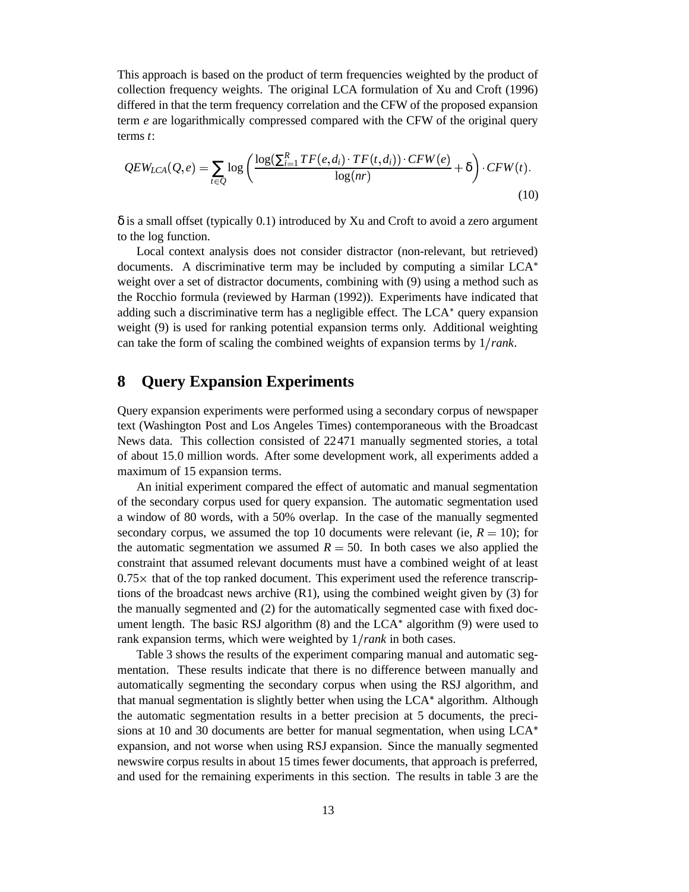This approach is based on the product of term frequencies weighted by the product of collection frequency weights. The original LCA formulation of Xu and Croft (1996) differed in that the term frequency correlation and the CFW of the proposed expansion term $e$ are logarithmically compressed compared with the CFW of the original query terms $t$:

$$QEW_{LCA}(Q,e) = \sum_{t \in Q} \log \left( \frac{\log(\sum_{i=1}^{R} TF(e,d_i) \cdot TF(t,d_i)) \cdot CFW(e)}{\log(nr)} + \delta \right) \cdot CFW(t). \tag{10}$$

$\delta$ is a small offset (typically 0.1) introduced by Xu and Croft to avoid a zero argument to the log function.

Local context analysis does not consider distractor (non-relevant, but retrieved) documents. A discriminative term may be included by computing a similar LCA$^*$ weight over a set of distractor documents, combining with (9) using a method such as the Rocchio formula (reviewed by Harman (1992)). Experiments have indicated that adding such a discriminative term has a negligible effect. The LCA$^*$ query expansion weight (9) is used for ranking potential expansion terms only. Additional weighting can take the form of scaling the combined weights of expansion terms by $1/rank$.

## 8 Query Expansion Experiments

Query expansion experiments were performed using a secondary corpus of newspaper text (Washington Post and Los Angeles Times) contemporaneous with the Broadcast News data. This collection consisted of 22 471 manually segmented stories, a total of about 15.0 million words. After some development work, all experiments added a maximum of 15 expansion terms.

An initial experiment compared the effect of automatic and manual segmentation of the secondary corpus used for query expansion. The automatic segmentation used a window of 80 words, with a 50% overlap. In the case of the manually segmented secondary corpus, we assumed the top 10 documents were relevant (ie, $R = 10$); for the automatic segmentation we assumed $R = 50$. In both cases we also applied the constraint that assumed relevant documents must have a combined weight of at least $0.75\times$ that of the top ranked document. This experiment used the reference transcriptions of the broadcast news archive (R1), using the combined weight given by (3) for the manually segmented and (2) for the automatically segmented case with fixed document length. The basic RSJ algorithm (8) and the LCA$^*$ algorithm (9) were used to rank expansion terms, which were weighted by $1/rank$ in both cases.

Table 3 shows the results of the experiment comparing manual and automatic segmentation. These results indicate that there is no difference between manually and automatically segmenting the secondary corpus when using the RSJ algorithm, and that manual segmentation is slightly better when using the LCA$^*$ algorithm. Although the automatic segmentation results in a better precision at 5 documents, the precisions at 10 and 30 documents are better for manual segmentation, when using LCA$^*$ expansion, and not worse when using RSJ expansion. Since the manually segmented newswire corpus results in about 15 times fewer documents, that approach is preferred, and used for the remaining experiments in this section. The results in table 3 are the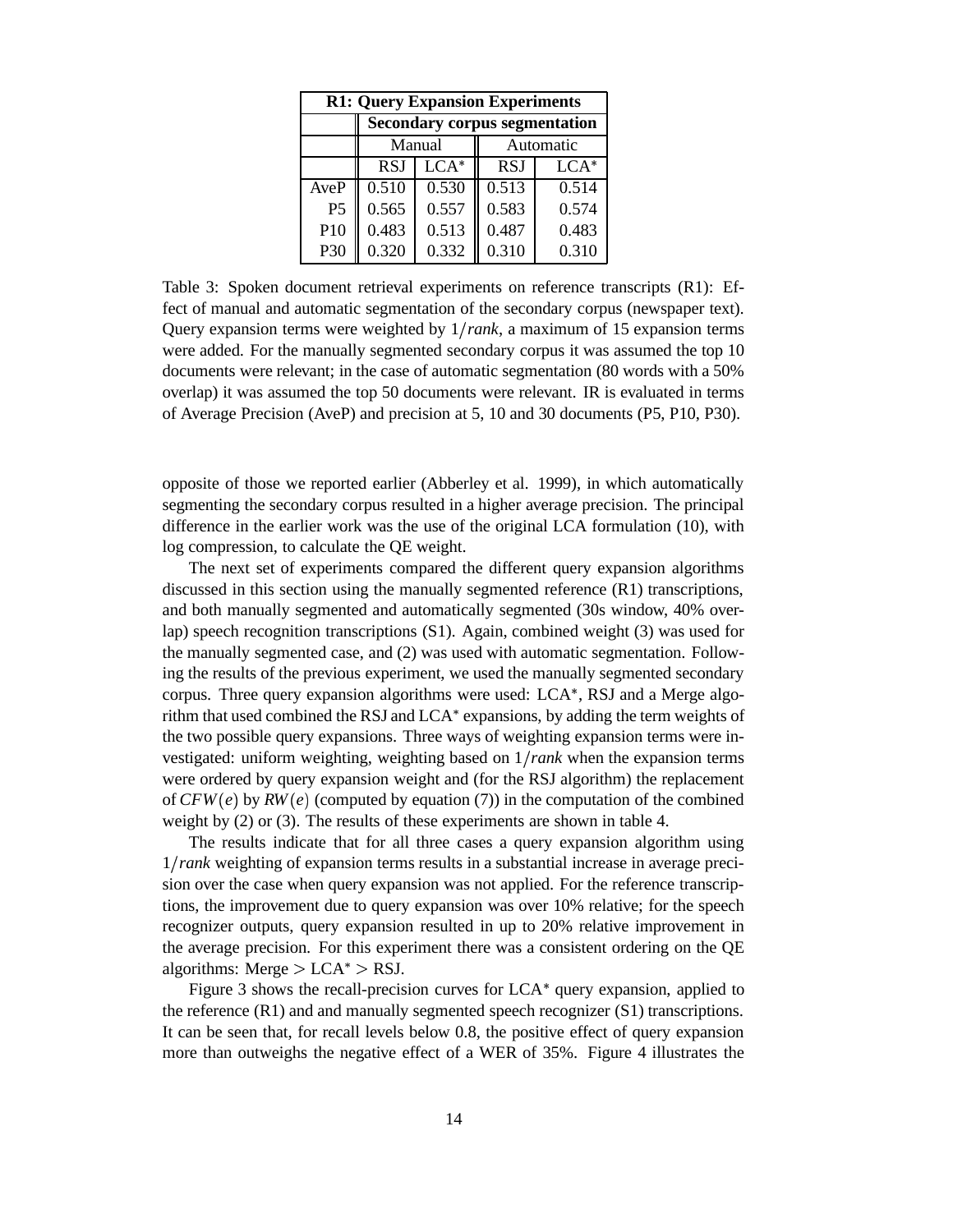| R1: Query Expansion Experiments | | | | |
|---|---|---|---|---|
| | Secondary corpus segmentation | | | |
| | Manual | | Automatic | |
| | RSJ | LCA* | RSJ | LCA* |
| AveP | 0.510 | 0.530 | 0.513 | 0.514 |
| P5 | 0.565 | 0.557 | 0.583 | 0.574 |
| P10 | 0.483 | 0.513 | 0.487 | 0.483 |
| P30 | 0.320 | 0.332 | 0.310 | 0.310 |

Table 3: Spoken document retrieval experiments on reference transcripts (R1): Effect of manual and automatic segmentation of the secondary corpus (newspaper text). Query expansion terms were weighted by $1/rank$, a maximum of 15 expansion terms were added. For the manually segmented secondary corpus it was assumed the top 10 documents were relevant; in the case of automatic segmentation (80 words with a 50% overlap) it was assumed the top 50 documents were relevant. IR is evaluated in terms of Average Precision (AveP) and precision at 5, 10 and 30 documents (P5, P10, P30).

opposite of those we reported earlier (Abberley et al. 1999), in which automatically segmenting the secondary corpus resulted in a higher average precision. The principal difference in the earlier work was the use of the original LCA formulation (10), with log compression, to calculate the QE weight.

The next set of experiments compared the different query expansion algorithms discussed in this section using the manually segmented reference (R1) transcriptions, and both manually segmented and automatically segmented (30s window, 40% overlap) speech recognition transcriptions (S1). Again, combined weight (3) was used for the manually segmented case, and (2) was used with automatic segmentation. Following the results of the previous experiment, we used the manually segmented secondary corpus. Three query expansion algorithms were used: LCA*, RSJ and a Merge algorithm that used combined the RSJ and LCA* expansions, by adding the term weights of the two possible query expansions. Three ways of weighting expansion terms were investigated: uniform weighting, weighting based on $1/rank$ when the expansion terms were ordered by query expansion weight and (for the RSJ algorithm) the replacement of $CFW(e)$ by $RW(e)$ (computed by equation (7)) in the computation of the combined weight by (2) or (3). The results of these experiments are shown in table 4.

The results indicate that for all three cases a query expansion algorithm using $1/rank$ weighting of expansion terms results in a substantial increase in average precision over the case when query expansion was not applied. For the reference transcriptions, the improvement due to query expansion was over 10% relative; for the speech recognizer outputs, query expansion resulted in up to 20% relative improvement in the average precision. For this experiment there was a consistent ordering on the QE algorithms: Merge $>$ LCA* $>$ RSJ.

Figure 3 shows the recall-precision curves for LCA* query expansion, applied to the reference (R1) and and manually segmented speech recognizer (S1) transcriptions. It can be seen that, for recall levels below 0.8, the positive effect of query expansion more than outweighs the negative effect of a WER of 35%. Figure 4 illustrates the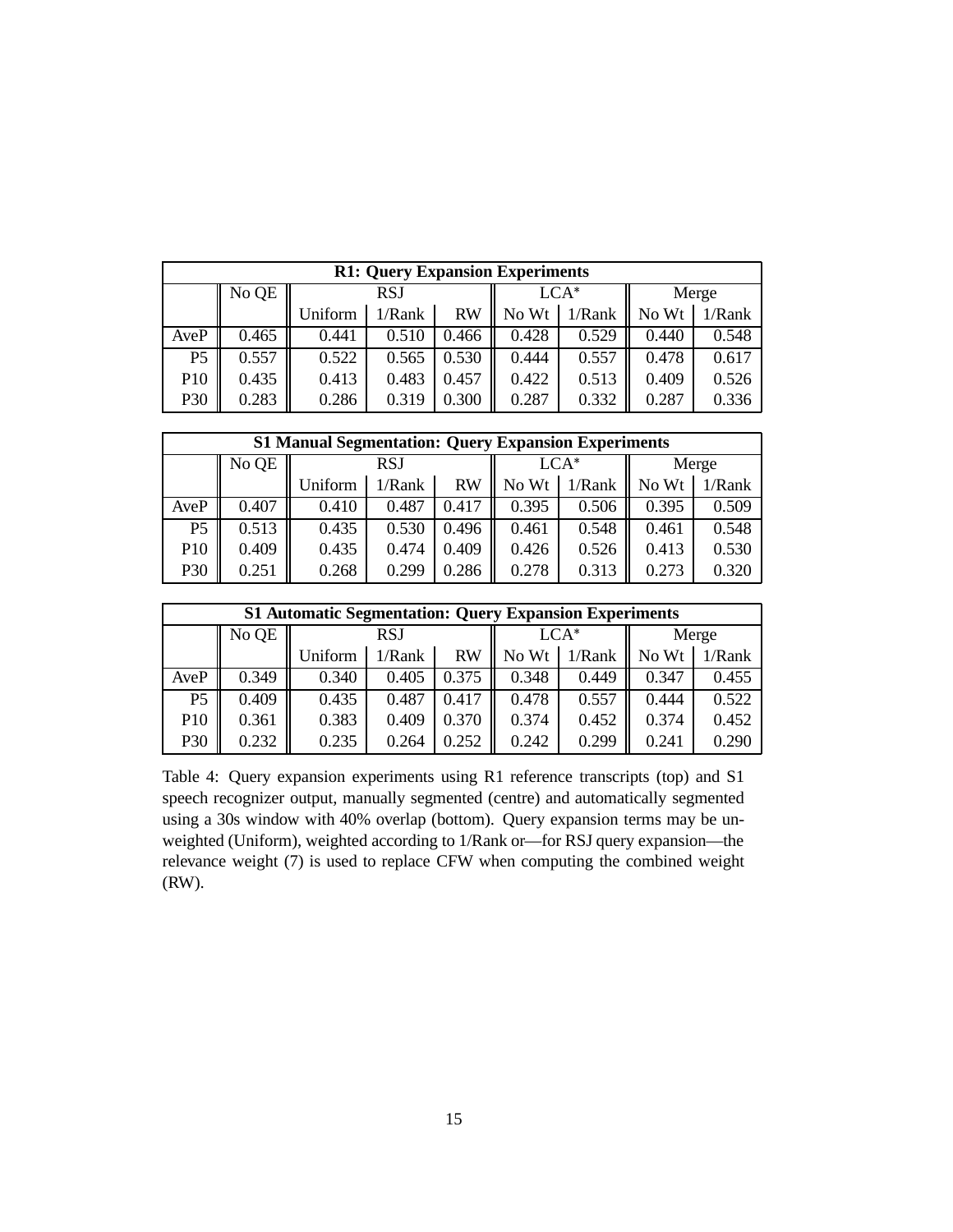| **R1: Query Expansion Experiments** | | | | | | | | |
|---|---|---|---|---|---|---|---|---|
| | No QE | RSJ | | | LCA* | | Merge | |
| | | Uniform | 1/Rank | RW | No Wt | 1/Rank | No Wt | 1/Rank |
| AveP | 0.465 | 0.441 | 0.510 | 0.466 | 0.428 | 0.529 | 0.440 | 0.548 |
| P5 | 0.557 | 0.522 | 0.565 | 0.530 | 0.444 | 0.557 | 0.478 | 0.617 |
| P10 | 0.435 | 0.413 | 0.483 | 0.457 | 0.422 | 0.513 | 0.409 | 0.526 |
| P30 | 0.283 | 0.286 | 0.319 | 0.300 | 0.287 | 0.332 | 0.287 | 0.336 |

| **S1 Manual Segmentation: Query Expansion Experiments** | | | | | | | | |
|---|---|---|---|---|---|---|---|---|
| | No QE | RSJ | | | LCA* | | Merge | |
| | | Uniform | 1/Rank | RW | No Wt | 1/Rank | No Wt | 1/Rank |
| AveP | 0.407 | 0.410 | 0.487 | 0.417 | 0.395 | 0.506 | 0.395 | 0.509 |
| P5 | 0.513 | 0.435 | 0.530 | 0.496 | 0.461 | 0.548 | 0.461 | 0.548 |
| P10 | 0.409 | 0.435 | 0.474 | 0.409 | 0.426 | 0.526 | 0.413 | 0.530 |
| P30 | 0.251 | 0.268 | 0.299 | 0.286 | 0.278 | 0.313 | 0.273 | 0.320 |

| **S1 Automatic Segmentation: Query Expansion Experiments** | | | | | | | | |
|---|---|---|---|---|---|---|---|---|
| | No QE | RSJ | | | LCA* | | Merge | |
| | | Uniform | 1/Rank | RW | No Wt | 1/Rank | No Wt | 1/Rank |
| AveP | 0.349 | 0.340 | 0.405 | 0.375 | 0.348 | 0.449 | 0.347 | 0.455 |
| P5 | 0.409 | 0.435 | 0.487 | 0.417 | 0.478 | 0.557 | 0.444 | 0.522 |
| P10 | 0.361 | 0.383 | 0.409 | 0.370 | 0.374 | 0.452 | 0.374 | 0.452 |
| P30 | 0.232 | 0.235 | 0.264 | 0.252 | 0.242 | 0.299 | 0.241 | 0.290 |

Table 4: Query expansion experiments using R1 reference transcripts (top) and S1 speech recognizer output, manually segmented (centre) and automatically segmented using a 30s window with 40% overlap (bottom). Query expansion terms may be unweighted (Uniform), weighted according to 1/Rank or—for RSJ query expansion—the relevance weight (7) is used to replace CFW when computing the combined weight (RW).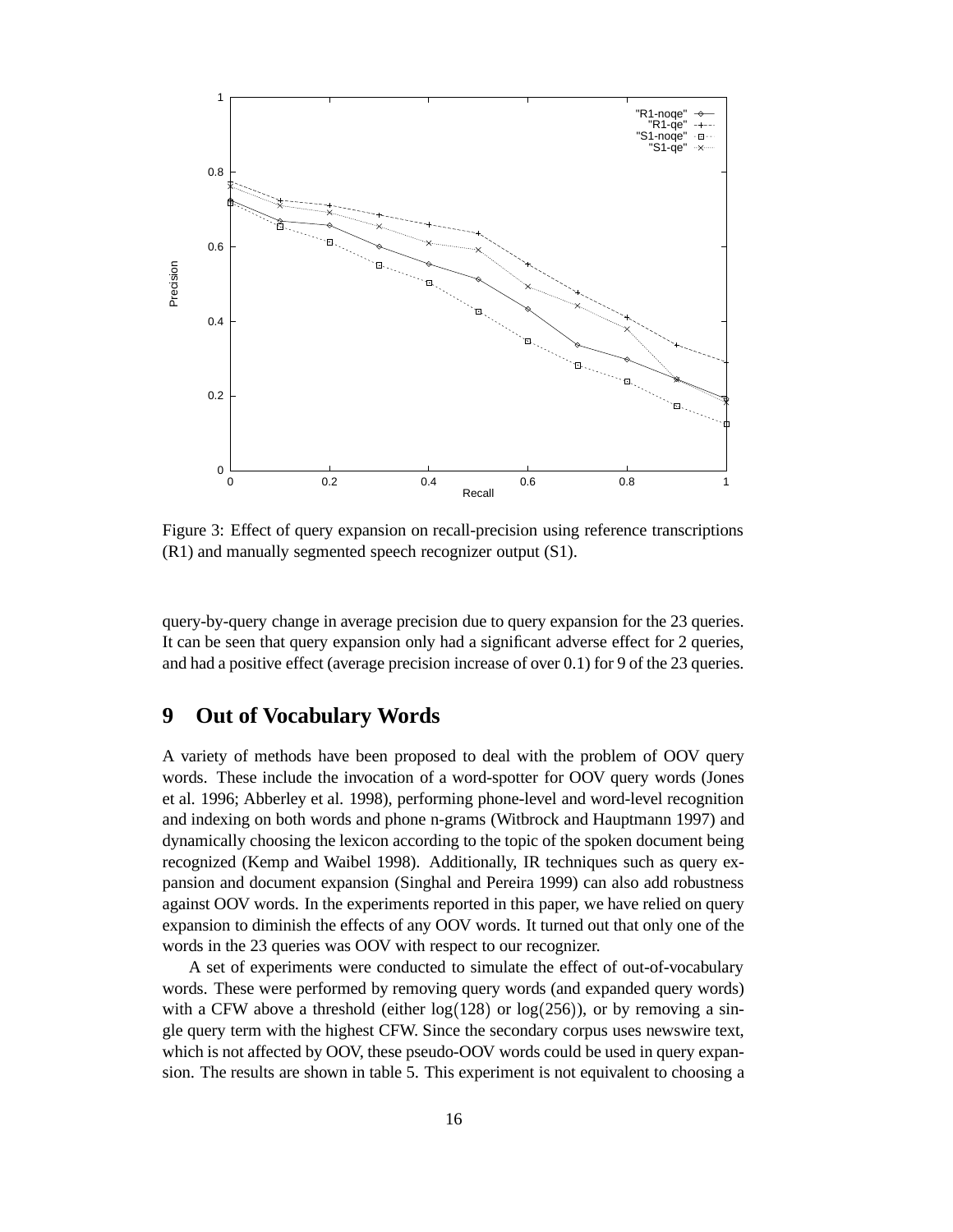Figure 3: Effect of query expansion on recall-precision using reference transcriptions (R1) and manually segmented speech recognizer output (S1).

query-by-query change in average precision due to query expansion for the 23 queries. It can be seen that query expansion only had a significant adverse effect for 2 queries, and had a positive effect (average precision increase of over 0.1) for 9 of the 23 queries.

## 9 Out of Vocabulary Words

A variety of methods have been proposed to deal with the problem of OOV query words. These include the invocation of a word-spotter for OOV query words (Jones et al. 1996; Abberley et al. 1998), performing phone-level and word-level recognition and indexing on both words and phone n-grams (Witbrock and Hauptmann 1997) and dynamically choosing the lexicon according to the topic of the spoken document being recognized (Kemp and Waibel 1998). Additionally, IR techniques such as query expansion and document expansion (Singhal and Pereira 1999) can also add robustness against OOV words. In the experiments reported in this paper, we have relied on query expansion to diminish the effects of any OOV words. It turned out that only one of the words in the 23 queries was OOV with respect to our recognizer.

A set of experiments were conducted to simulate the effect of out-of-vocabulary words. These were performed by removing query words (and expanded query words) with a CFW above a threshold (either $\log(128)$ or $\log(256)$), or by removing a single query term with the highest CFW. Since the secondary corpus uses newswire text, which is not affected by OOV, these pseudo-OOV words could be used in query expansion. The results are shown in table 5. This experiment is not equivalent to choosing a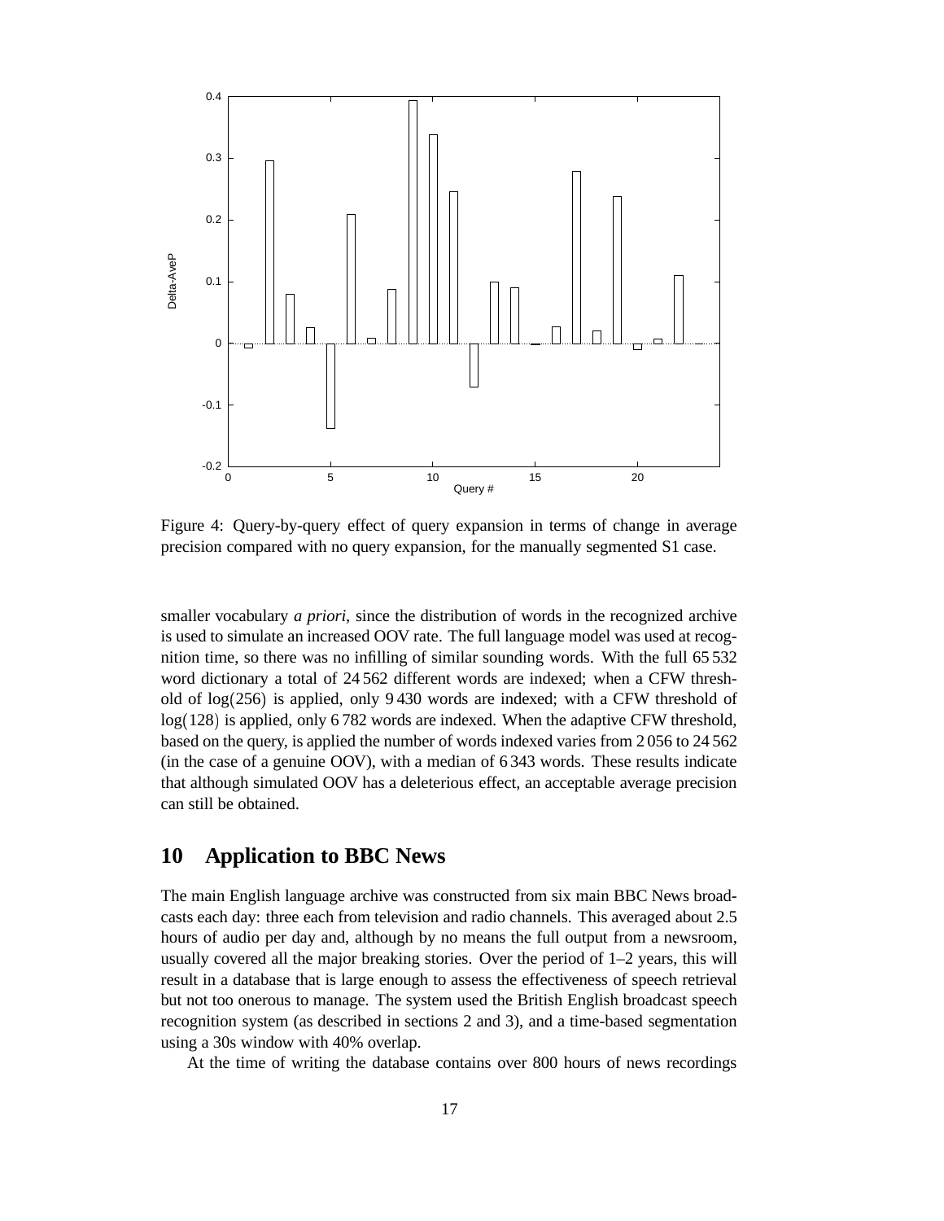Figure 4: Query-by-query effect of query expansion in terms of change in average precision compared with no query expansion, for the manually segmented S1 case.

smaller vocabulary *a priori*, since the distribution of words in the recognized archive is used to simulate an increased OOV rate. The full language model was used at recognition time, so there was no infilling of similar sounding words. With the full 65 532 word dictionary a total of 24 562 different words are indexed; when a CFW threshold of $\log(256)$ is applied, only 9 430 words are indexed; with a CFW threshold of $\log(128)$ is applied, only 6 782 words are indexed. When the adaptive CFW threshold, based on the query, is applied the number of words indexed varies from 2 056 to 24 562 (in the case of a genuine OOV), with a median of 6 343 words. These results indicate that although simulated OOV has a deleterious effect, an acceptable average precision can still be obtained.

## 10 Application to BBC News

The main English language archive was constructed from six main BBC News broadcasts each day: three each from television and radio channels. This averaged about 2.5 hours of audio per day and, although by no means the full output from a newsroom, usually covered all the major breaking stories. Over the period of 1–2 years, this will result in a database that is large enough to assess the effectiveness of speech retrieval but not too onerous to manage. The system used the British English broadcast speech recognition system (as described in sections 2 and 3), and a time-based segmentation using a 30s window with 40% overlap.

At the time of writing the database contains over 800 hours of news recordings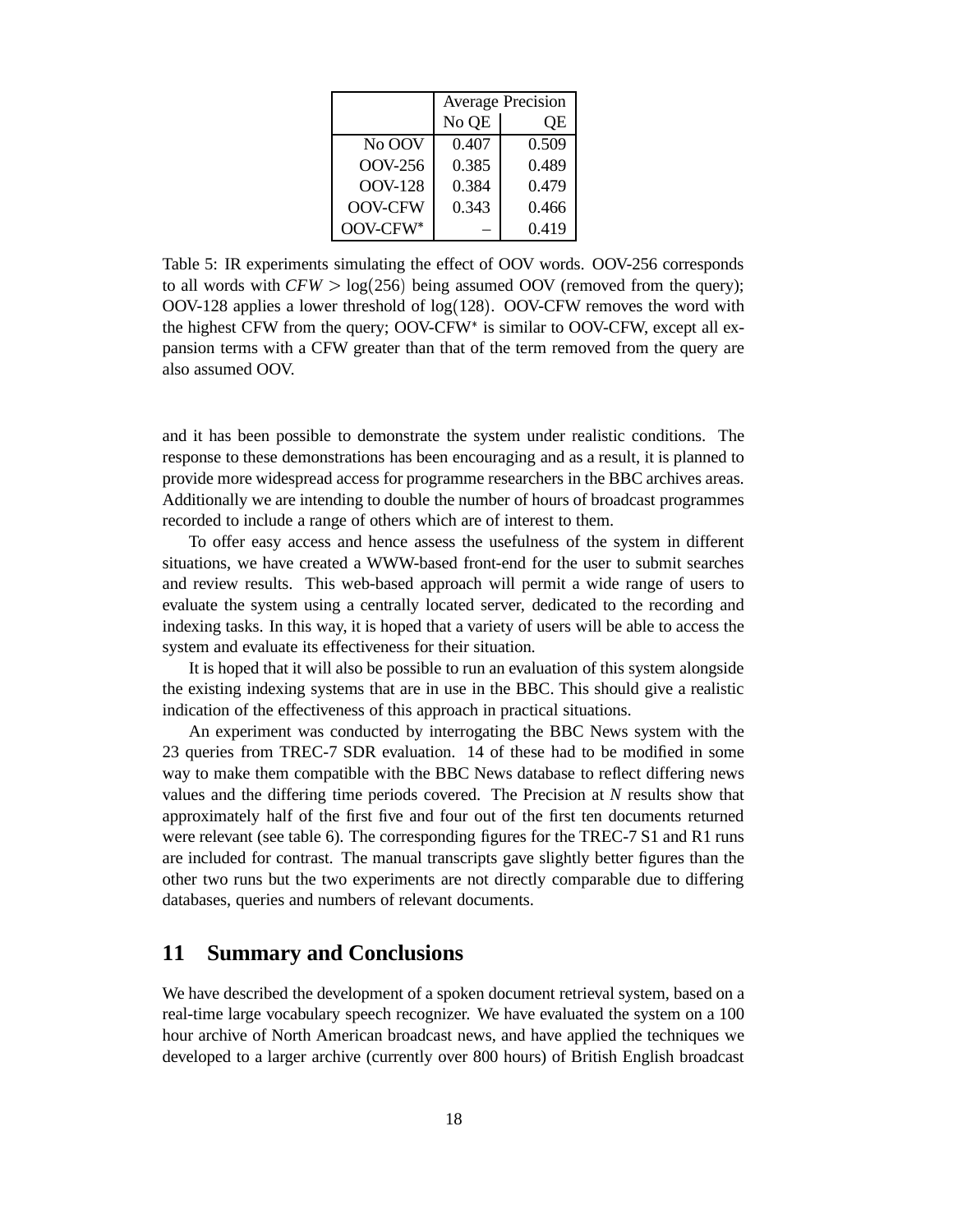| | Average Precision | |
|---|---|---|
| | No QE | QE |
| No OOV | 0.407 | 0.509 |
| OOV-256 | 0.385 | 0.489 |
| OOV-128 | 0.384 | 0.479 |
| OOV-CFW | 0.343 | 0.466 |
| OOV-CFW* | – | 0.419 |

Table 5: IR experiments simulating the effect of OOV words. OOV-256 corresponds to all words with $CFW > \log(256)$ being assumed OOV (removed from the query); OOV-128 applies a lower threshold of $\log(128)$. OOV-CFW removes the word with the highest CFW from the query; OOV-CFW* is similar to OOV-CFW, except all expansion terms with a CFW greater than that of the term removed from the query are also assumed OOV.

and it has been possible to demonstrate the system under realistic conditions. The response to these demonstrations has been encouraging and as a result, it is planned to provide more widespread access for programme researchers in the BBC archives areas. Additionally we are intending to double the number of hours of broadcast programmes recorded to include a range of others which are of interest to them.

To offer easy access and hence assess the usefulness of the system in different situations, we have created a WWW-based front-end for the user to submit searches and review results. This web-based approach will permit a wide range of users to evaluate the system using a centrally located server, dedicated to the recording and indexing tasks. In this way, it is hoped that a variety of users will be able to access the system and evaluate its effectiveness for their situation.

It is hoped that it will also be possible to run an evaluation of this system alongside the existing indexing systems that are in use in the BBC. This should give a realistic indication of the effectiveness of this approach in practical situations.

An experiment was conducted by interrogating the BBC News system with the 23 queries from TREC-7 SDR evaluation. 14 of these had to be modified in some way to make them compatible with the BBC News database to reflect differing news values and the differing time periods covered. The Precision at $N$ results show that approximately half of the first five and four out of the first ten documents returned were relevant (see table 6). The corresponding figures for the TREC-7 S1 and R1 runs are included for contrast. The manual transcripts gave slightly better figures than the other two runs but the two experiments are not directly comparable due to differing databases, queries and numbers of relevant documents.

## 11 Summary and Conclusions

We have described the development of a spoken document retrieval system, based on a real-time large vocabulary speech recognizer. We have evaluated the system on a 100 hour archive of North American broadcast news, and have applied the techniques we developed to a larger archive (currently over 800 hours) of British English broadcast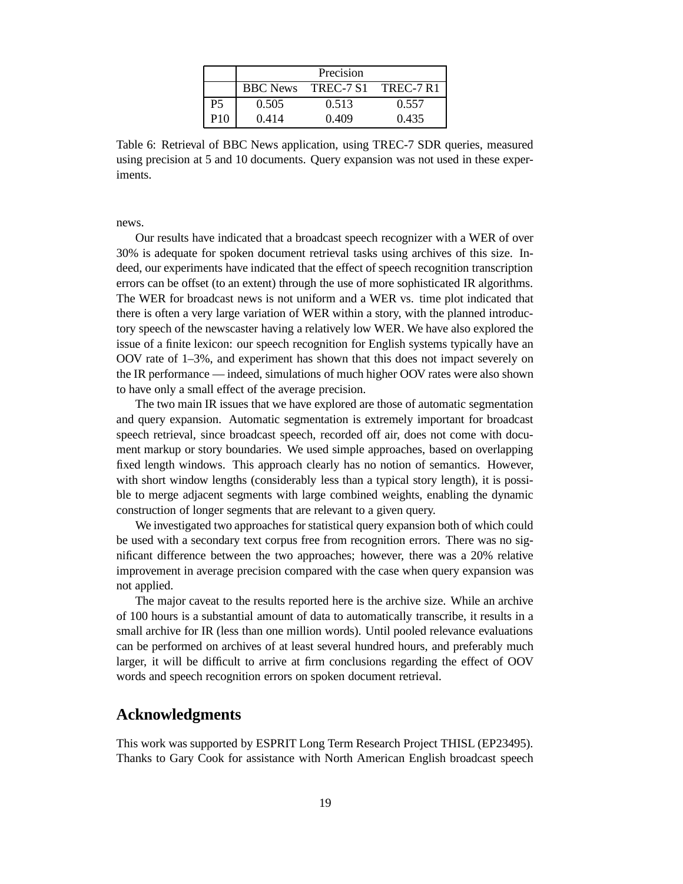| | Precision | | |
|---|---|---|---|
| | BBC News | TREC-7 S1 | TREC-7 R1 |
| P5 | 0.505 | 0.513 | 0.557 |
| P10 | 0.414 | 0.409 | 0.435 |

Table 6: Retrieval of BBC News application, using TREC-7 SDR queries, measured using precision at 5 and 10 documents. Query expansion was not used in these experiments.

news.

Our results have indicated that a broadcast speech recognizer with a WER of over 30% is adequate for spoken document retrieval tasks using archives of this size. Indeed, our experiments have indicated that the effect of speech recognition transcription errors can be offset (to an extent) through the use of more sophisticated IR algorithms. The WER for broadcast news is not uniform and a WER vs. time plot indicated that there is often a very large variation of WER within a story, with the planned introductory speech of the newscaster having a relatively low WER. We have also explored the issue of a finite lexicon: our speech recognition for English systems typically have an OOV rate of 1–3%, and experiment has shown that this does not impact severely on the IR performance — indeed, simulations of much higher OOV rates were also shown to have only a small effect of the average precision.

The two main IR issues that we have explored are those of automatic segmentation and query expansion. Automatic segmentation is extremely important for broadcast speech retrieval, since broadcast speech, recorded off air, does not come with document markup or story boundaries. We used simple approaches, based on overlapping fixed length windows. This approach clearly has no notion of semantics. However, with short window lengths (considerably less than a typical story length), it is possible to merge adjacent segments with large combined weights, enabling the dynamic construction of longer segments that are relevant to a given query.

We investigated two approaches for statistical query expansion both of which could be used with a secondary text corpus free from recognition errors. There was no significant difference between the two approaches; however, there was a 20% relative improvement in average precision compared with the case when query expansion was not applied.

The major caveat to the results reported here is the archive size. While an archive of 100 hours is a substantial amount of data to automatically transcribe, it results in a small archive for IR (less than one million words). Until pooled relevance evaluations can be performed on archives of at least several hundred hours, and preferably much larger, it will be difficult to arrive at firm conclusions regarding the effect of OOV words and speech recognition errors on spoken document retrieval.

## Acknowledgments

This work was supported by ESPRIT Long Term Research Project THISL (EP23495). Thanks to Gary Cook for assistance with North American English broadcast speech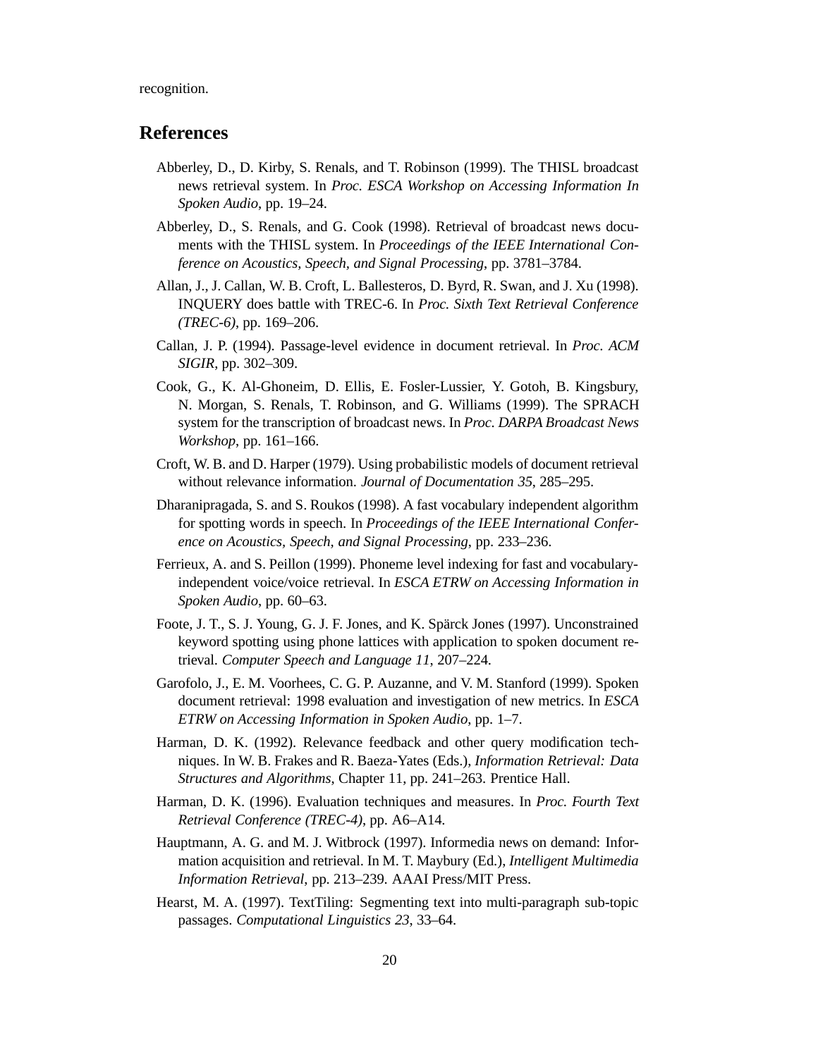recognition.

## References

Abberley, D., D. Kirby, S. Renals, and T. Robinson (1999). The THISL broadcast news retrieval system. In *Proc. ESCA Workshop on Accessing Information In Spoken Audio*, pp. 19–24.

Abberley, D., S. Renals, and G. Cook (1998). Retrieval of broadcast news documents with the THISL system. In *Proceedings of the IEEE International Conference on Acoustics, Speech, and Signal Processing*, pp. 3781–3784.

Allan, J., J. Callan, W. B. Croft, L. Ballesteros, D. Byrd, R. Swan, and J. Xu (1998). INQUERY does battle with TREC-6. In *Proc. Sixth Text Retrieval Conference (TREC-6)*, pp. 169–206.

Callan, J. P. (1994). Passage-level evidence in document retrieval. In *Proc. ACM SIGIR*, pp. 302–309.

Cook, G., K. Al-Ghoneim, D. Ellis, E. Fosler-Lussier, Y. Gotoh, B. Kingsbury, N. Morgan, S. Renals, T. Robinson, and G. Williams (1999). The SPRACH system for the transcription of broadcast news. In *Proc. DARPA Broadcast News Workshop*, pp. 161–166.

Croft, W. B. and D. Harper (1979). Using probabilistic models of document retrieval without relevance information. *Journal of Documentation 35*, 285–295.

Dharanipragada, S. and S. Roukos (1998). A fast vocabulary independent algorithm for spotting words in speech. In *Proceedings of the IEEE International Conference on Acoustics, Speech, and Signal Processing*, pp. 233–236.

Ferrieux, A. and S. Peillon (1999). Phoneme level indexing for fast and vocabulary-independent voice/voice retrieval. In *ESCA ETRW on Accessing Information in Spoken Audio*, pp. 60–63.

Foote, J. T., S. J. Young, G. J. F. Jones, and K. Spärck Jones (1997). Unconstrained keyword spotting using phone lattices with application to spoken document retrieval. *Computer Speech and Language 11*, 207–224.

Garofolo, J., E. M. Voorhees, C. G. P. Auzanne, and V. M. Stanford (1999). Spoken document retrieval: 1998 evaluation and investigation of new metrics. In *ESCA ETRW on Accessing Information in Spoken Audio*, pp. 1–7.

Harman, D. K. (1992). Relevance feedback and other query modification techniques. In W. B. Frakes and R. Baeza-Yates (Eds.), *Information Retrieval: Data Structures and Algorithms*, Chapter 11, pp. 241–263. Prentice Hall.

Harman, D. K. (1996). Evaluation techniques and measures. In *Proc. Fourth Text Retrieval Conference (TREC-4)*, pp. A6–A14.

Hauptmann, A. G. and M. J. Witbrock (1997). Informedia news on demand: Information acquisition and retrieval. In M. T. Maybury (Ed.), *Intelligent Multimedia Information Retrieval*, pp. 213–239. AAAI Press/MIT Press.

Hearst, M. A. (1997). TextTiling: Segmenting text into multi-paragraph sub-topic passages. *Computational Linguistics 23*, 33–64.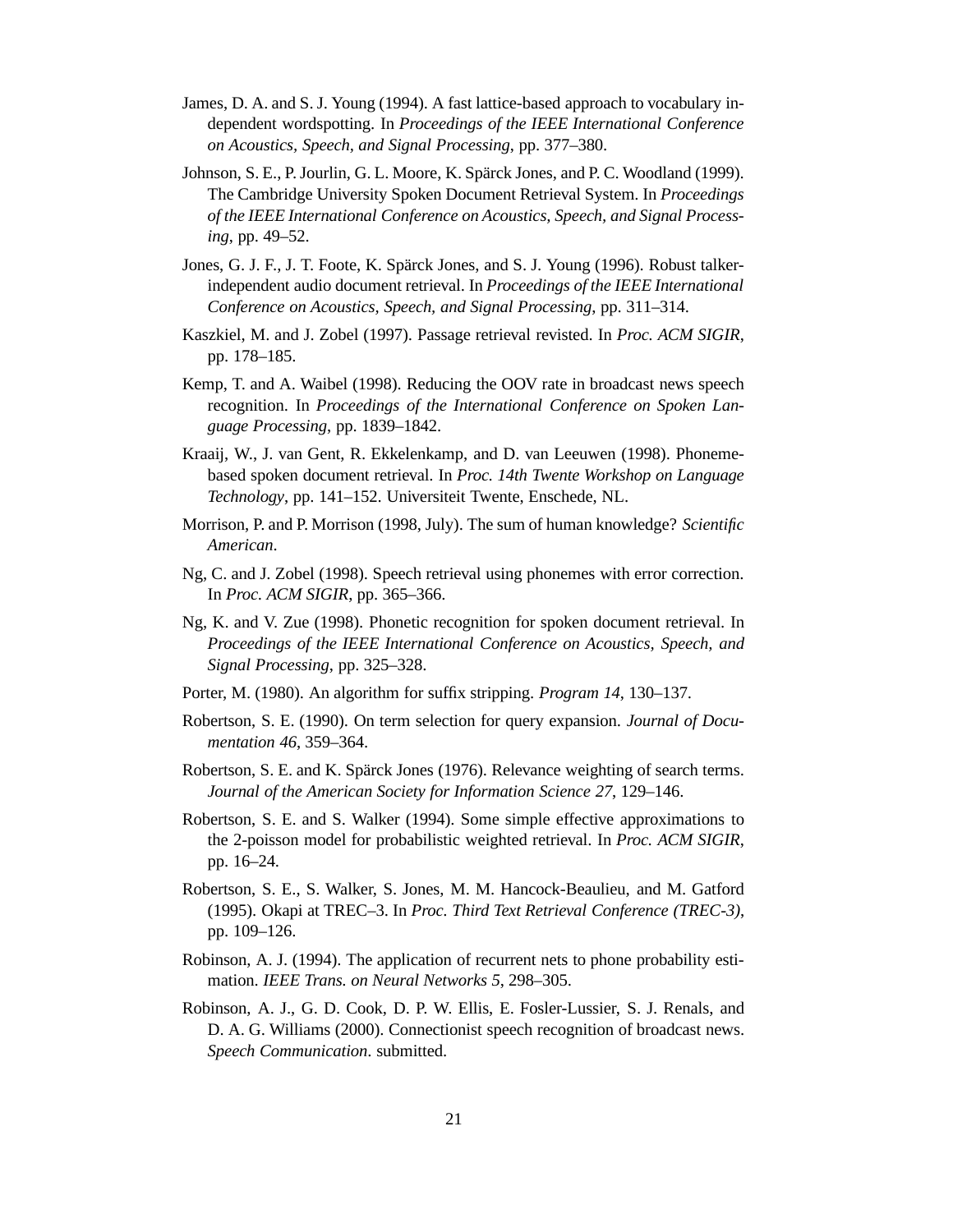James, D. A. and S. J. Young (1994). A fast lattice-based approach to vocabulary independent wordspotting. In *Proceedings of the IEEE International Conference on Acoustics, Speech, and Signal Processing*, pp. 377–380.

Johnson, S. E., P. Jourlin, G. L. Moore, K. Spärck Jones, and P. C. Woodland (1999). The Cambridge University Spoken Document Retrieval System. In *Proceedings of the IEEE International Conference on Acoustics, Speech, and Signal Processing*, pp. 49–52.

Jones, G. J. F., J. T. Foote, K. Spärck Jones, and S. J. Young (1996). Robust talker-independent audio document retrieval. In *Proceedings of the IEEE International Conference on Acoustics, Speech, and Signal Processing*, pp. 311–314.

Kaszkiel, M. and J. Zobel (1997). Passage retrieval revisted. In *Proc. ACM SIGIR*, pp. 178–185.

Kemp, T. and A. Waibel (1998). Reducing the OOV rate in broadcast news speech recognition. In *Proceedings of the International Conference on Spoken Language Processing*, pp. 1839–1842.

Kraaij, W., J. van Gent, R. Ekkelenkamp, and D. van Leeuwen (1998). Phoneme-based spoken document retrieval. In *Proc. 14th Twente Workshop on Language Technology*, pp. 141–152. Universiteit Twente, Enschede, NL.

Morrison, P. and P. Morrison (1998, July). The sum of human knowledge? *Scientific American*.

Ng, C. and J. Zobel (1998). Speech retrieval using phonemes with error correction. In *Proc. ACM SIGIR*, pp. 365–366.

Ng, K. and V. Zue (1998). Phonetic recognition for spoken document retrieval. In *Proceedings of the IEEE International Conference on Acoustics, Speech, and Signal Processing*, pp. 325–328.

Porter, M. (1980). An algorithm for suffix stripping. *Program 14*, 130–137.

Robertson, S. E. (1990). On term selection for query expansion. *Journal of Documentation 46*, 359–364.

Robertson, S. E. and K. Spärck Jones (1976). Relevance weighting of search terms. *Journal of the American Society for Information Science 27*, 129–146.

Robertson, S. E. and S. Walker (1994). Some simple effective approximations to the 2-poisson model for probabilistic weighted retrieval. In *Proc. ACM SIGIR*, pp. 16–24.

Robertson, S. E., S. Walker, S. Jones, M. M. Hancock-Beaulieu, and M. Gatford (1995). Okapi at TREC–3. In *Proc. Third Text Retrieval Conference (TREC-3)*, pp. 109–126.

Robinson, A. J. (1994). The application of recurrent nets to phone probability estimation. *IEEE Trans. on Neural Networks 5*, 298–305.

Robinson, A. J., G. D. Cook, D. P. W. Ellis, E. Fosler-Lussier, S. J. Renals, and D. A. G. Williams (2000). Connectionist speech recognition of broadcast news. *Speech Communication*. submitted.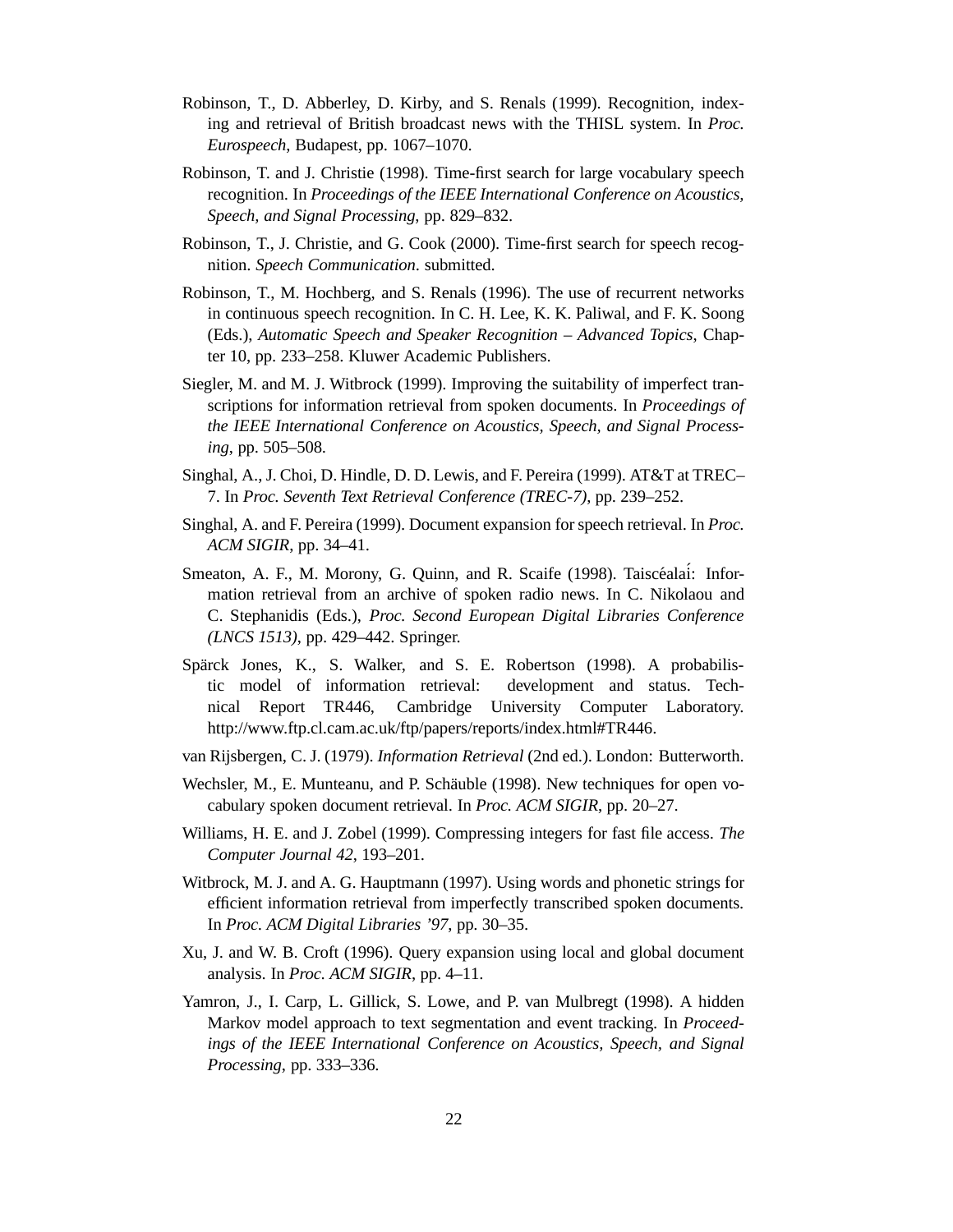Robinson, T., D. Abberley, D. Kirby, and S. Renals (1999). Recognition, indexing and retrieval of British broadcast news with the THISL system. In *Proc. Eurospeech*, Budapest, pp. 1067–1070.

Robinson, T. and J. Christie (1998). Time-first search for large vocabulary speech recognition. In *Proceedings of the IEEE International Conference on Acoustics, Speech, and Signal Processing*, pp. 829–832.

Robinson, T., J. Christie, and G. Cook (2000). Time-first search for speech recognition. *Speech Communication*. submitted.

Robinson, T., M. Hochberg, and S. Renals (1996). The use of recurrent networks in continuous speech recognition. In C. H. Lee, K. K. Paliwal, and F. K. Soong (Eds.), *Automatic Speech and Speaker Recognition – Advanced Topics*, Chapter 10, pp. 233–258. Kluwer Academic Publishers.

Siegler, M. and M. J. Witbrock (1999). Improving the suitability of imperfect transcriptions for information retrieval from spoken documents. In *Proceedings of the IEEE International Conference on Acoustics, Speech, and Signal Processing*, pp. 505–508.

Singhal, A., J. Choi, D. Hindle, D. D. Lewis, and F. Pereira (1999). AT&T at TREC–7. In *Proc. Seventh Text Retrieval Conference (TREC-7)*, pp. 239–252.

Singhal, A. and F. Pereira (1999). Document expansion for speech retrieval. In *Proc. ACM SIGIR*, pp. 34–41.

Smeaton, A. F., M. Morony, G. Quinn, and R. Scaife (1998). Taiscéalaí: Information retrieval from an archive of spoken radio news. In C. Nikolaou and C. Stephanidis (Eds.), *Proc. Second European Digital Libraries Conference (LNCS 1513)*, pp. 429–442. Springer.

Spärck Jones, K., S. Walker, and S. E. Robertson (1998). A probabilistic model of information retrieval: development and status. Technical Report TR446, Cambridge University Computer Laboratory. http://www.ftp.cl.cam.ac.uk/ftp/papers/reports/index.html#TR446.

van Rijsbergen, C. J. (1979). *Information Retrieval* (2nd ed.). London: Butterworth.

Wechsler, M., E. Munteanu, and P. Schäuble (1998). New techniques for open vocabulary spoken document retrieval. In *Proc. ACM SIGIR*, pp. 20–27.

Williams, H. E. and J. Zobel (1999). Compressing integers for fast file access. *The Computer Journal 42*, 193–201.

Witbrock, M. J. and A. G. Hauptmann (1997). Using words and phonetic strings for efficient information retrieval from imperfectly transcribed spoken documents. In *Proc. ACM Digital Libraries '97*, pp. 30–35.

Xu, J. and W. B. Croft (1996). Query expansion using local and global document analysis. In *Proc. ACM SIGIR*, pp. 4–11.

Yamron, J., I. Carp, L. Gillick, S. Lowe, and P. van Mulbregt (1998). A hidden Markov model approach to text segmentation and event tracking. In *Proceedings of the IEEE International Conference on Acoustics, Speech, and Signal Processing*, pp. 333–336.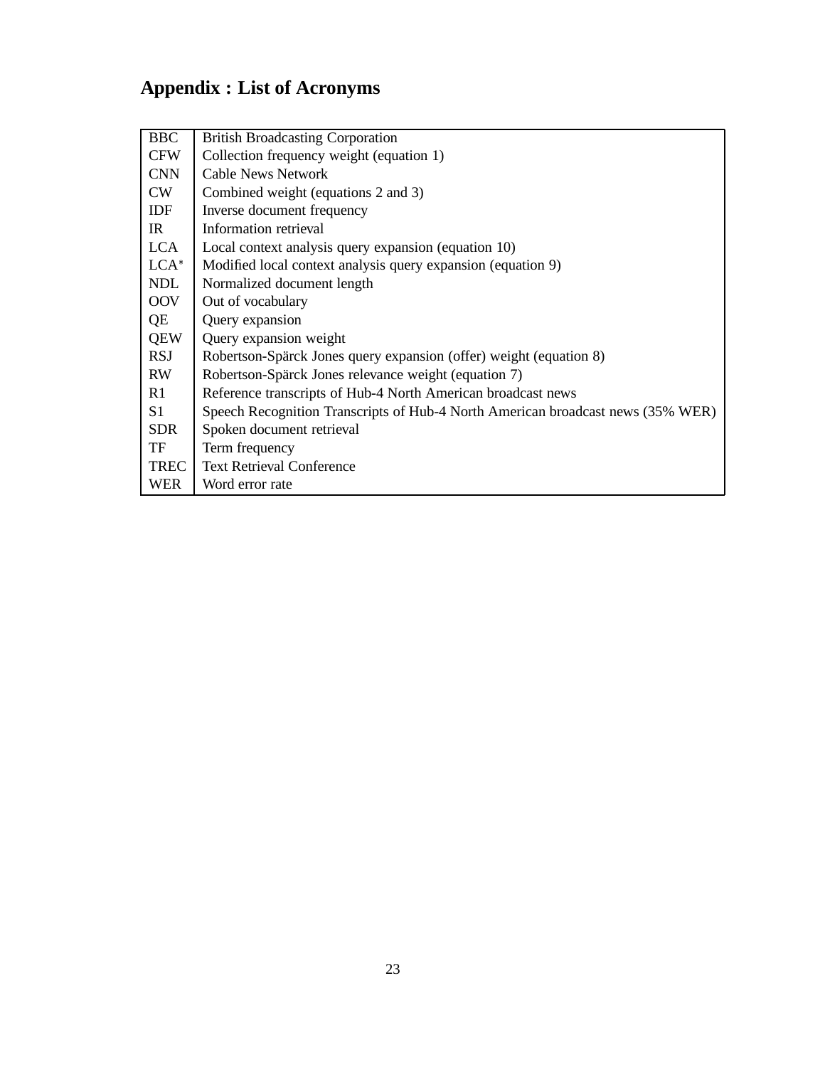# Appendix : List of Acronyms

| | |
|---|---|
| BBC | British Broadcasting Corporation |
| CFW | Collection frequency weight (equation 1) |
| CNN | Cable News Network |
| CW | Combined weight (equations 2 and 3) |
| IDF | Inverse document frequency |
| IR | Information retrieval |
| LCA | Local context analysis query expansion (equation 10) |
| LCA* | Modified local context analysis query expansion (equation 9) |
| NDL | Normalized document length |
| OOV | Out of vocabulary |
| QE | Query expansion |
| QEW | Query expansion weight |
| RSJ | Robertson-Spärck Jones query expansion (offer) weight (equation 8) |
| RW | Robertson-Spärck Jones relevance weight (equation 7) |
| R1 | Reference transcripts of Hub-4 North American broadcast news |
| S1 | Speech Recognition Transcripts of Hub-4 North American broadcast news (35% WER) |
| SDR | Spoken document retrieval |
| TF | Term frequency |
| TREC | Text Retrieval Conference |
| WER | Word error rate |